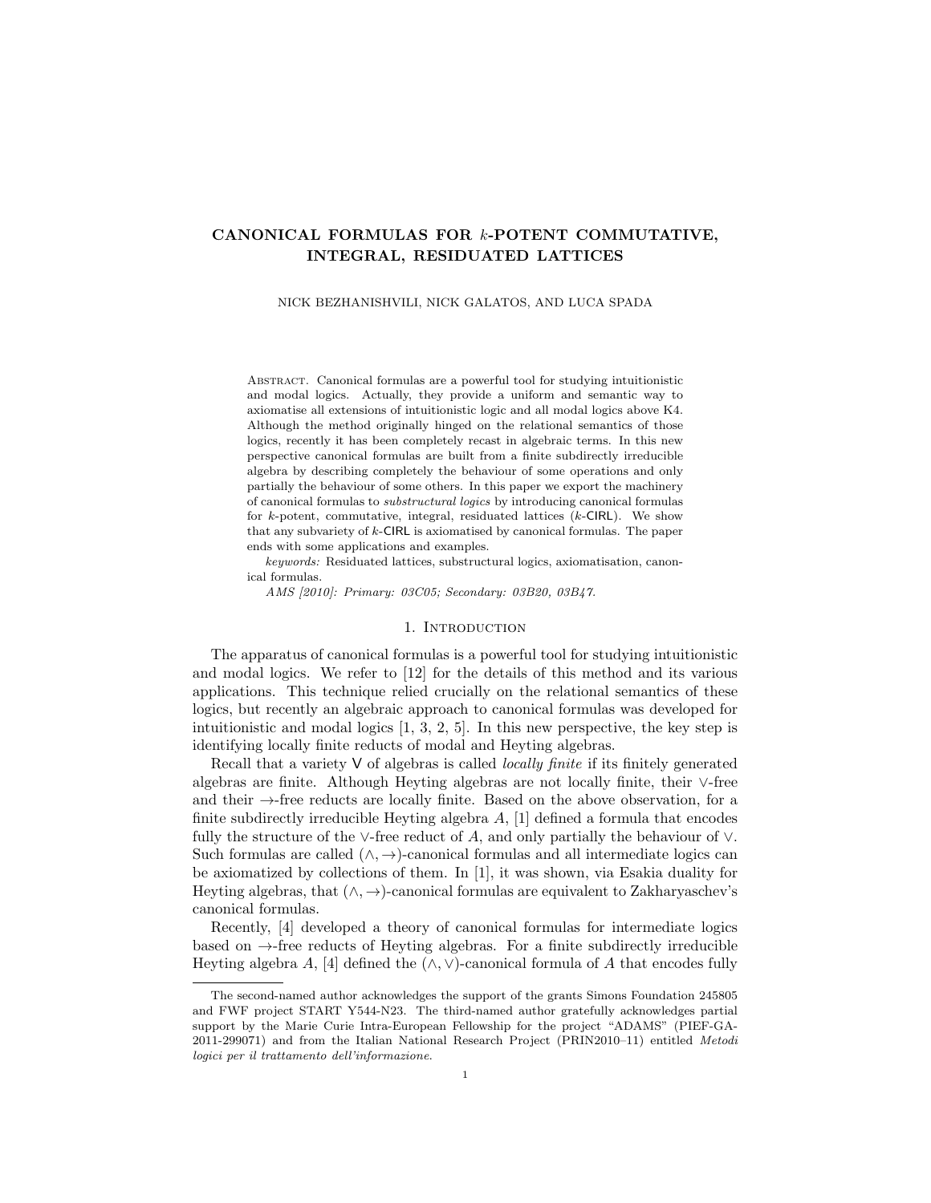# CANONICAL FORMULAS FOR $k$-POTENT COMMUTATIVE, INTEGRAL, RESIDUATED LATTICES

NICK BEZHANISHVILI, NICK GALATOS, AND LUCA SPADA

Abstract. Canonical formulas are a powerful tool for studying intuitionistic and modal logics. Actually, they provide a uniform and semantic way to axiomatise all extensions of intuitionistic logic and all modal logics above K4. Although the method originally hinged on the relational semantics of those logics, recently it has been completely recast in algebraic terms. In this new perspective canonical formulas are built from a finite subdirectly irreducible algebra by describing completely the behaviour of some operations and only partially the behaviour of some others. In this paper we export the machinery of canonical formulas to *substructural logics* by introducing canonical formulas for $k$-potent, commutative, integral, residuated lattices ($k$-CIRL). We show that any subvariety of $k$-CIRL is axiomatised by canonical formulas. The paper ends with some applications and examples.

*keywords:* Residuated lattices, substructural logics, axiomatisation, canonical formulas.

*AMS [2010]: Primary: 03C05; Secondary: 03B20, 03B47.*

## 1. Introduction

The apparatus of canonical formulas is a powerful tool for studying intuitionistic and modal logics. We refer to [12] for the details of this method and its various applications. This technique relied crucially on the relational semantics of these logics, but recently an algebraic approach to canonical formulas was developed for intuitionistic and modal logics [1, 3, 2, 5]. In this new perspective, the key step is identifying locally finite reducts of modal and Heyting algebras.

Recall that a variety V of algebras is called *locally finite* if its finitely generated algebras are finite. Although Heyting algebras are not locally finite, their $\vee$-free and their $\to$-free reducts are locally finite. Based on the above observation, for a finite subdirectly irreducible Heyting algebra $A$, [1] defined a formula that encodes fully the structure of the $\vee$-free reduct of $A$, and only partially the behaviour of $\vee$. Such formulas are called $(\wedge, \to)$-canonical formulas and all intermediate logics can be axiomatized by collections of them. In [1], it was shown, via Esakia duality for Heyting algebras, that $(\wedge, \to)$-canonical formulas are equivalent to Zakharyaschev's canonical formulas.

Recently, [4] developed a theory of canonical formulas for intermediate logics based on $\to$-free reducts of Heyting algebras. For a finite subdirectly irreducible Heyting algebra $A$, [4] defined the $(\wedge, \vee)$-canonical formula of $A$ that encodes fully

The second-named author acknowledges the support of the grants Simons Foundation 245805 and FWF project START Y544-N23. The third-named author gratefully acknowledges partial support by the Marie Curie Intra-European Fellowship for the project "ADAMS" (PIEF-GA-2011-299071) and from the Italian National Research Project (PRIN2010–11) entitled *Metodi logici per il trattamento dell'informazione*.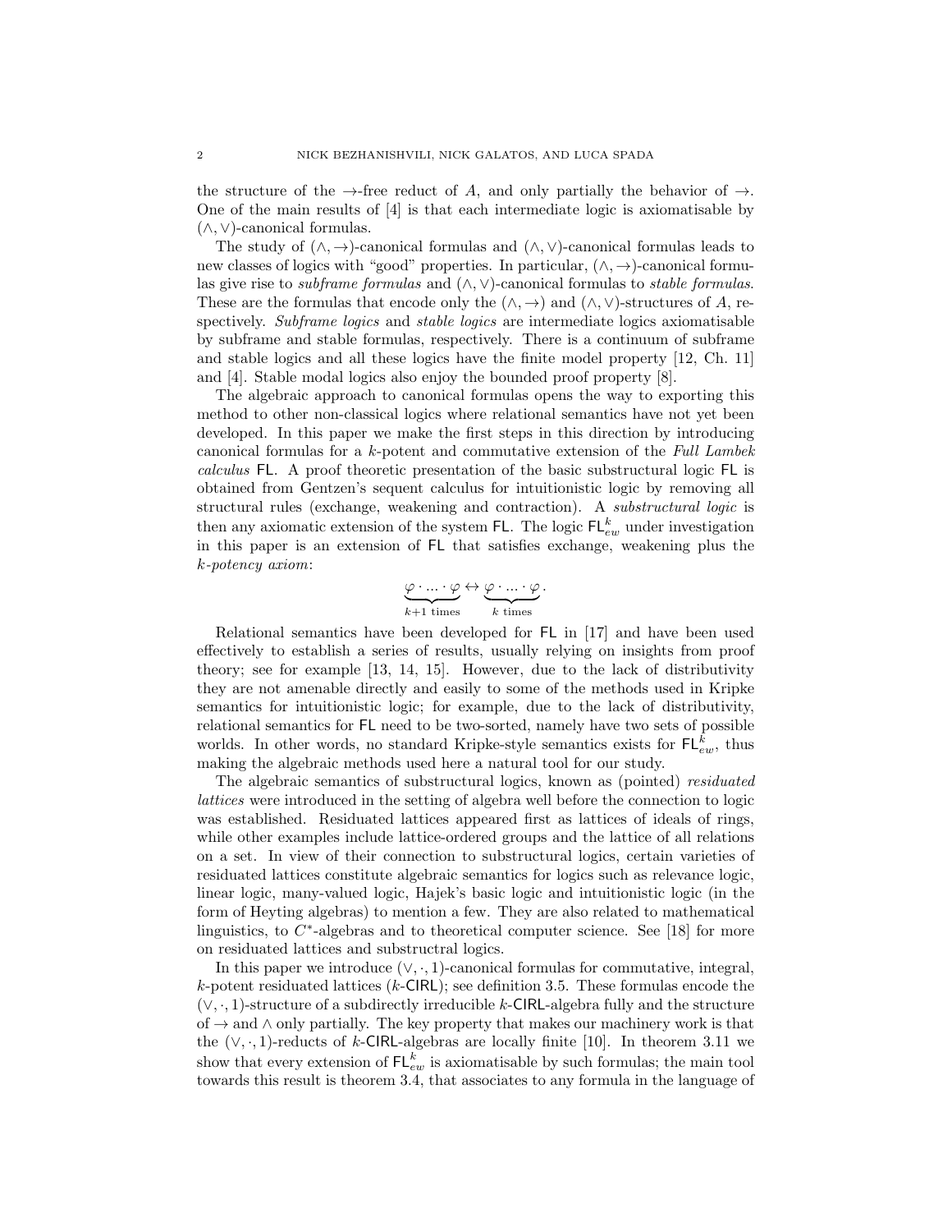the structure of the $\to$-free reduct of $A$, and only partially the behavior of $\to$. One of the main results of [4] is that each intermediate logic is axiomatisable by $(\wedge, \vee)$-canonical formulas.

The study of $(\wedge, \to)$-canonical formulas and $(\wedge, \vee)$-canonical formulas leads to new classes of logics with "good" properties. In particular, $(\wedge, \to)$-canonical formulas give rise to *subframe formulas* and $(\wedge, \vee)$-canonical formulas to *stable formulas*. These are the formulas that encode only the $(\wedge, \to)$ and $(\wedge, \vee)$-structures of $A$, respectively. *Subframe logics* and *stable logics* are intermediate logics axiomatisable by subframe and stable formulas, respectively. There is a continuum of subframe and stable logics and all these logics have the finite model property [12, Ch. 11] and [4]. Stable modal logics also enjoy the bounded proof property [8].

The algebraic approach to canonical formulas opens the way to exporting this method to other non-classical logics where relational semantics have not yet been developed. In this paper we make the first steps in this direction by introducing canonical formulas for a $k$-potent and commutative extension of the *Full Lambek calculus* $\mathsf{FL}$. A proof theoretic presentation of the basic substructural logic $\mathsf{FL}$ is obtained from Gentzen's sequent calculus for intuitionistic logic by removing all structural rules (exchange, weakening and contraction). A *substructural logic* is then any axiomatic extension of the system $\mathsf{FL}$. The logic $\mathsf{FL}_{ew}^{k}$ under investigation in this paper is an extension of $\mathsf{FL}$ that satisfies exchange, weakening plus the $k$-*potency axiom*:

$$\underbrace{\varphi \cdot \ldots \cdot \varphi}_{k+1 \text{ times}} \leftrightarrow \underbrace{\varphi \cdot \ldots \cdot \varphi}_{k \text{ times}}.$$

Relational semantics have been developed for $\mathsf{FL}$ in [17] and have been used effectively to establish a series of results, usually relying on insights from proof theory; see for example [13, 14, 15]. However, due to the lack of distributivity they are not amenable directly and easily to some of the methods used in Kripke semantics for intuitionistic logic; for example, due to the lack of distributivity, relational semantics for $\mathsf{FL}$ need to be two-sorted, namely have two sets of possible worlds. In other words, no standard Kripke-style semantics exists for $\mathsf{FL}_{ew}^{k}$, thus making the algebraic methods used here a natural tool for our study.

The algebraic semantics of substructural logics, known as (pointed) *residuated lattices* were introduced in the setting of algebra well before the connection to logic was established. Residuated lattices appeared first as lattices of ideals of rings, while other examples include lattice-ordered groups and the lattice of all relations on a set. In view of their connection to substructural logics, certain varieties of residuated lattices constitute algebraic semantics for logics such as relevance logic, linear logic, many-valued logic, Hajek's basic logic and intuitionistic logic (in the form of Heyting algebras) to mention a few. They are also related to mathematical linguistics, to $C^*$-algebras and to theoretical computer science. See [18] for more on residuated lattices and substructral logics.

In this paper we introduce $(\vee, \cdot, 1)$-canonical formulas for commutative, integral, $k$-potent residuated lattices ($k$-$\mathsf{CIRL}$); see definition 3.5. These formulas encode the $(\vee, \cdot, 1)$-structure of a subdirectly irreducible $k$-$\mathsf{CIRL}$-algebra fully and the structure of $\to$ and $\wedge$ only partially. The key property that makes our machinery work is that the $(\vee, \cdot, 1)$-reducts of $k$-$\mathsf{CIRL}$-algebras are locally finite [10]. In theorem 3.11 we show that every extension of $\mathsf{FL}_{ew}^{k}$ is axiomatisable by such formulas; the main tool towards this result is theorem 3.4, that associates to any formula in the language of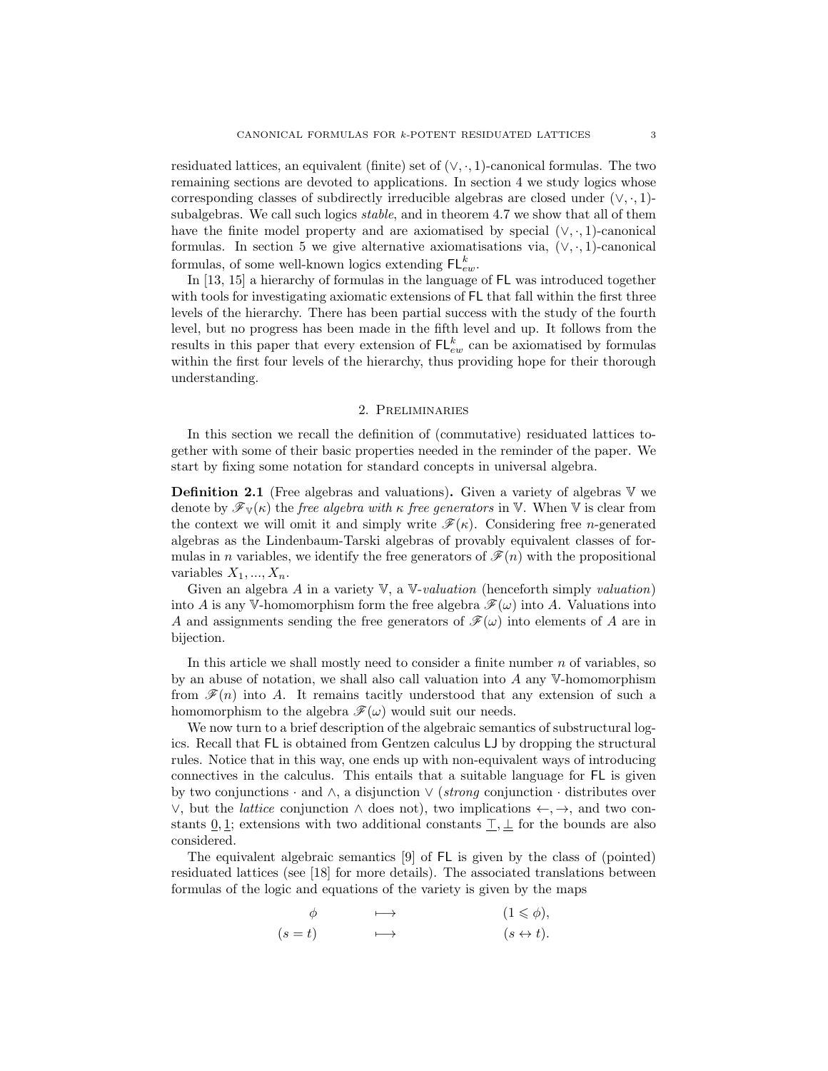residuated lattices, an equivalent (finite) set of $(\vee, \cdot, 1)$-canonical formulas. The two remaining sections are devoted to applications. In section 4 we study logics whose corresponding classes of subdirectly irreducible algebras are closed under $(\vee, \cdot, 1)$-subalgebras. We call such logics *stable*, and in theorem 4.7 we show that all of them have the finite model property and are axiomatised by special $(\vee, \cdot, 1)$-canonical formulas. In section 5 we give alternative axiomatisations via, $(\vee, \cdot, 1)$-canonical formulas, of some well-known logics extending $\mathsf{FL}_{ew}^k$.

In [13, 15] a hierarchy of formulas in the language of $\mathsf{FL}$ was introduced together with tools for investigating axiomatic extensions of $\mathsf{FL}$ that fall within the first three levels of the hierarchy. There has been partial success with the study of the fourth level, but no progress has been made in the fifth level and up. It follows from the results in this paper that every extension of $\mathsf{FL}_{ew}^k$ can be axiomatised by formulas within the first four levels of the hierarchy, thus providing hope for their thorough understanding.

## 2. Preliminaries

In this section we recall the definition of (commutative) residuated lattices together with some of their basic properties needed in the reminder of the paper. We start by fixing some notation for standard concepts in universal algebra.

**Definition 2.1** (Free algebras and valuations)**.** Given a variety of algebras $\mathbb{V}$ we denote by $\mathscr{F}_{\mathbb{V}}(\kappa)$ the *free algebra with $\kappa$ free generators* in $\mathbb{V}$. When $\mathbb{V}$ is clear from the context we will omit it and simply write $\mathscr{F}(\kappa)$. Considering free $n$-generated algebras as the Lindenbaum-Tarski algebras of provably equivalent classes of formulas in $n$ variables, we identify the free generators of $\mathscr{F}(n)$ with the propositional variables $X_1, ..., X_n$.

Given an algebra $A$ in a variety $\mathbb{V}$, a $\mathbb{V}$*-valuation* (henceforth simply *valuation*) into $A$ is any $\mathbb{V}$-homomorphism form the free algebra $\mathscr{F}(\omega)$ into $A$. Valuations into $A$ and assignments sending the free generators of $\mathscr{F}(\omega)$ into elements of $A$ are in bijection.

In this article we shall mostly need to consider a finite number $n$ of variables, so by an abuse of notation, we shall also call valuation into $A$ any $\mathbb{V}$-homomorphism from $\mathscr{F}(n)$ into $A$. It remains tacitly understood that any extension of such a homomorphism to the algebra $\mathscr{F}(\omega)$ would suit our needs.

We now turn to a brief description of the algebraic semantics of substructural logics. Recall that $\mathsf{FL}$ is obtained from Gentzen calculus $\mathsf{LJ}$ by dropping the structural rules. Notice that in this way, one ends up with non-equivalent ways of introducing connectives in the calculus. This entails that a suitable language for $\mathsf{FL}$ is given by two conjunctions $\cdot$ and $\wedge$, a disjunction $\vee$ (*strong* conjunction $\cdot$ distributes over $\vee$, but the *lattice* conjunction $\wedge$ does not), two implications $\leftarrow, \rightarrow$, and two constants $\underline{0}, \underline{1}$; extensions with two additional constants $\underline{\top}, \underline{\bot}$ for the bounds are also considered.

The equivalent algebraic semantics [9] of $\mathsf{FL}$ is given by the class of (pointed) residuated lattices (see [18] for more details). The associated translations between formulas of the logic and equations of the variety is given by the maps

$$
\begin{array}{ccc}
\phi & \longmapsto & (1 \leqslant \phi), \\
(s = t) & \longmapsto & (s \leftrightarrow t).
\end{array}
$$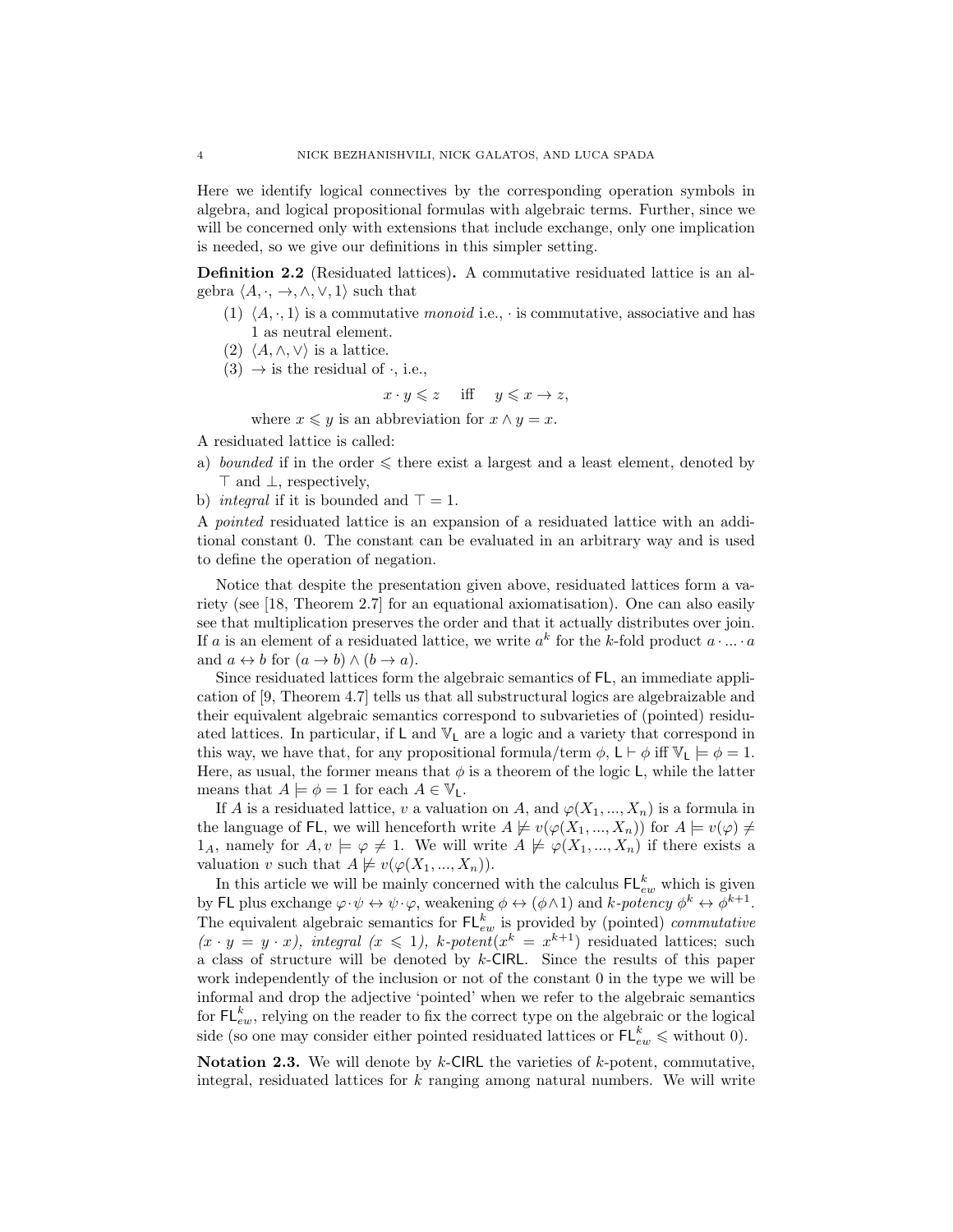Here we identify logical connectives by the corresponding operation symbols in algebra, and logical propositional formulas with algebraic terms. Further, since we will be concerned only with extensions that include exchange, only one implication is needed, so we give our definitions in this simpler setting.

**Definition 2.2** (Residuated lattices)**.** A commutative residuated lattice is an algebra $\langle A, \cdot, \to, \wedge, \vee, 1\rangle$ such that

1. $\langle A, \cdot, 1\rangle$ is a commutative *monoid* i.e., $\cdot$ is commutative, associative and has 1 as neutral element.
2. $\langle A, \wedge, \vee\rangle$ is a lattice.
3. $\to$ is the residual of $\cdot$, i.e.,
$$x \cdot y \leqslant z \quad \text{iff} \quad y \leqslant x \to z,$$
where $x \leqslant y$ is an abbreviation for $x \wedge y = x$.

A residuated lattice is called:

a) *bounded* if in the order $\leqslant$ there exist a largest and a least element, denoted by $\top$ and $\bot$, respectively,

b) *integral* if it is bounded and $\top = 1$.

A *pointed* residuated lattice is an expansion of a residuated lattice with an additional constant 0. The constant can be evaluated in an arbitrary way and is used to define the operation of negation.

Notice that despite the presentation given above, residuated lattices form a variety (see [18, Theorem 2.7] for an equational axiomatisation). One can also easily see that multiplication preserves the order and that it actually distributes over join. If $a$ is an element of a residuated lattice, we write $a^k$ for the $k$-fold product $a \cdot ... \cdot a$ and $a \leftrightarrow b$ for $(a \to b) \wedge (b \to a)$.

Since residuated lattices form the algebraic semantics of $\mathsf{FL}$, an immediate application of [9, Theorem 4.7] tells us that all substructural logics are algebraizable and their equivalent algebraic semantics correspond to subvarieties of (pointed) residuated lattices. In particular, if $\mathsf{L}$ and $\mathbb{V}_{\mathsf{L}}$ are a logic and a variety that correspond in this way, we have that, for any propositional formula/term $\phi$, $\mathsf{L} \vdash \phi$ iff $\mathbb{V}_{\mathsf{L}} \models \phi = 1$. Here, as usual, the former means that $\phi$ is a theorem of the logic $\mathsf{L}$, while the latter means that $A \models \phi = 1$ for each $A \in \mathbb{V}_{\mathsf{L}}$.

If $A$ is a residuated lattice, $v$ a valuation on $A$, and $\varphi(X_1, ..., X_n)$ is a formula in the language of $\mathsf{FL}$, we will henceforth write $A \not\models v(\varphi(X_1, ..., X_n))$ for $A \models v(\varphi) \neq 1_A$, namely for $A, v \models \varphi \neq 1$. We will write $A \not\models \varphi(X_1, ..., X_n)$ if there exists a valuation $v$ such that $A \not\models v(\varphi(X_1, ..., X_n))$.

In this article we will be mainly concerned with the calculus $\mathsf{FL}_{ew}^k$ which is given by $\mathsf{FL}$ plus exchange $\varphi \cdot \psi \leftrightarrow \psi \cdot \varphi$, weakening $\phi \leftrightarrow (\phi \wedge 1)$ and *$k$-potency* $\phi^k \leftrightarrow \phi^{k+1}$. The equivalent algebraic semantics for $\mathsf{FL}_{ew}^k$ is provided by (pointed) *commutative* $(x \cdot y = y \cdot x)$, *integral* $(x \leqslant 1)$, *$k$-potent*$(x^k = x^{k+1})$ residuated lattices; such a class of structure will be denoted by $k$-$\mathsf{CIRL}$. Since the results of this paper work independently of the inclusion or not of the constant 0 in the type we will be informal and drop the adjective 'pointed' when we refer to the algebraic semantics for $\mathsf{FL}_{ew}^k$, relying on the reader to fix the correct type on the algebraic or the logical side (so one may consider either pointed residuated lattices or $\mathsf{FL}_{ew}^k \leqslant$ without 0).

**Notation 2.3.** We will denote by $k$-$\mathsf{CIRL}$ the varieties of $k$-potent, commutative, integral, residuated lattices for $k$ ranging among natural numbers. We will write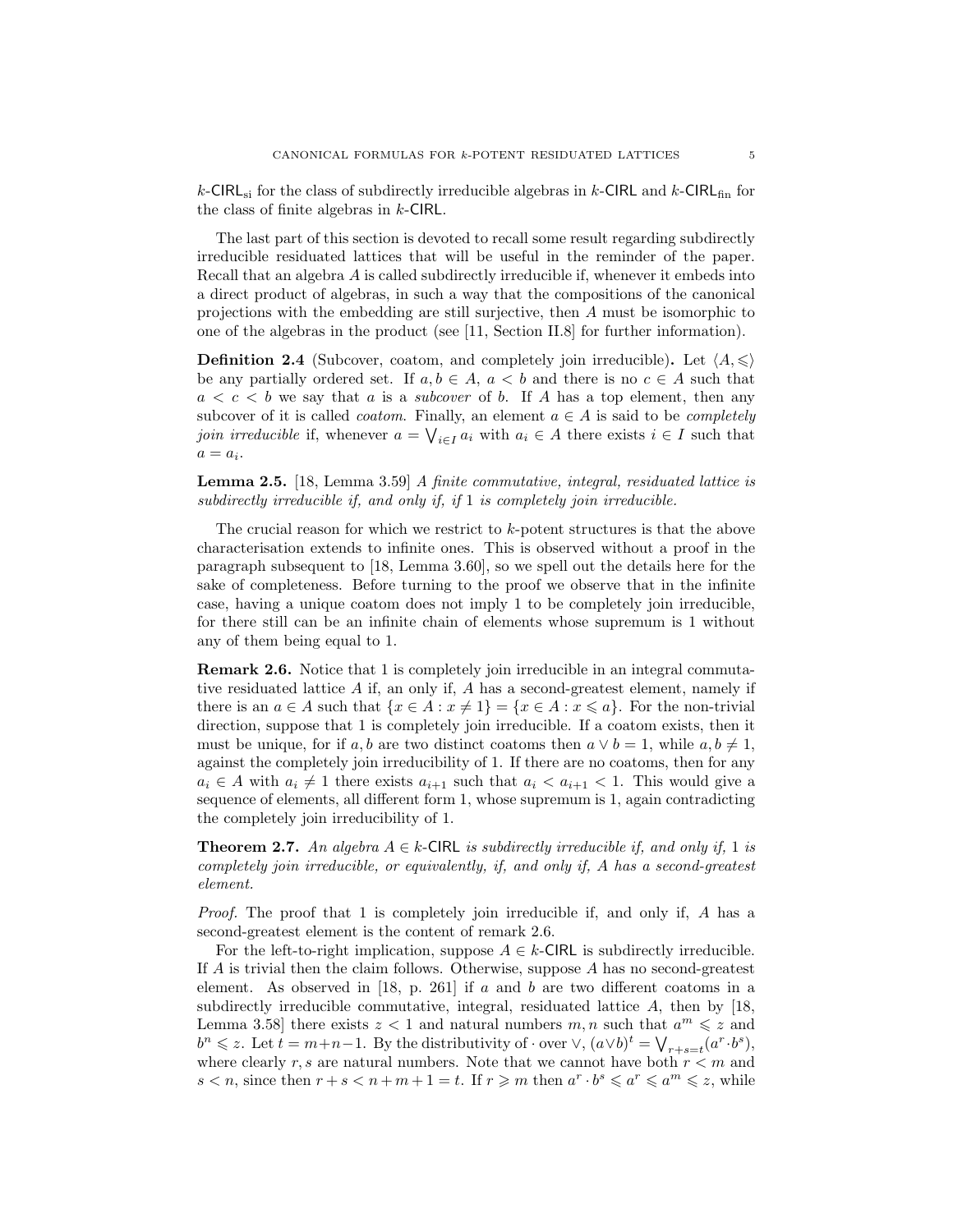$k$-$\mathsf{CIRL}_{\mathrm{si}}$ for the class of subdirectly irreducible algebras in $k$-$\mathsf{CIRL}$ and $k$-$\mathsf{CIRL}_{\mathrm{fin}}$ for the class of finite algebras in $k$-$\mathsf{CIRL}$.

The last part of this section is devoted to recall some result regarding subdirectly irreducible residuated lattices that will be useful in the reminder of the paper. Recall that an algebra $A$ is called subdirectly irreducible if, whenever it embeds into a direct product of algebras, in such a way that the compositions of the canonical projections with the embedding are still surjective, then $A$ must be isomorphic to one of the algebras in the product (see [11, Section II.8] for further information).

**Definition 2.4** (Subcover, coatom, and completely join irreducible)**.** Let $\langle A, \leqslant\rangle$ be any partially ordered set. If $a, b \in A$, $a < b$ and there is no $c \in A$ such that $a < c < b$ we say that $a$ is a *subcover* of $b$. If $A$ has a top element, then any subcover of it is called *coatom*. Finally, an element $a \in A$ is said to be *completely join irreducible* if, whenever $a = \bigvee_{i\in I} a_i$ with $a_i \in A$ there exists $i \in I$ such that $a = a_i$.

**Lemma 2.5.** [18, Lemma 3.59] *A finite commutative, integral, residuated lattice is subdirectly irreducible if, and only if, if 1 is completely join irreducible.*

The crucial reason for which we restrict to $k$-potent structures is that the above characterisation extends to infinite ones. This is observed without a proof in the paragraph subsequent to [18, Lemma 3.60], so we spell out the details here for the sake of completeness. Before turning to the proof we observe that in the infinite case, having a unique coatom does not imply 1 to be completely join irreducible, for there still can be an infinite chain of elements whose supremum is 1 without any of them being equal to 1.

**Remark 2.6.** Notice that 1 is completely join irreducible in an integral commutative residuated lattice $A$ if, an only if, $A$ has a second-greatest element, namely if there is an $a \in A$ such that $\{x \in A : x \neq 1\} = \{x \in A : x \leqslant a\}$. For the non-trivial direction, suppose that 1 is completely join irreducible. If a coatom exists, then it must be unique, for if $a, b$ are two distinct coatoms then $a \vee b = 1$, while $a, b \neq 1$, against the completely join irreducibility of 1. If there are no coatoms, then for any $a_i \in A$ with $a_i \neq 1$ there exists $a_{i+1}$ such that $a_i < a_{i+1} < 1$. This would give a sequence of elements, all different form 1, whose supremum is 1, again contradicting the completely join irreducibility of 1.

**Theorem 2.7.** *An algebra $A \in k$-$\mathsf{CIRL}$ is subdirectly irreducible if, and only if, 1 is completely join irreducible, or equivalently, if, and only if, $A$ has a second-greatest element.*

*Proof.* The proof that 1 is completely join irreducible if, and only if, $A$ has a second-greatest element is the content of remark 2.6.

For the left-to-right implication, suppose $A \in k$-$\mathsf{CIRL}$ is subdirectly irreducible. If $A$ is trivial then the claim follows. Otherwise, suppose $A$ has no second-greatest element. As observed in [18, p. 261] if $a$ and $b$ are two different coatoms in a subdirectly irreducible commutative, integral, residuated lattice $A$, then by [18, Lemma 3.58] there exists $z < 1$ and natural numbers $m, n$ such that $a^m \leqslant z$ and $b^n \leqslant z$. Let $t = m+n-1$. By the distributivity of $\cdot$ over $\vee$, $(a\vee b)^t = \bigvee_{r+s=t}(a^r \cdot b^s)$, where clearly $r, s$ are natural numbers. Note that we cannot have both $r < m$ and $s < n$, since then $r + s < n+m+1 = t$. If $r \geqslant m$ then $a^r \cdot b^s \leqslant a^r \leqslant a^m \leqslant z$, while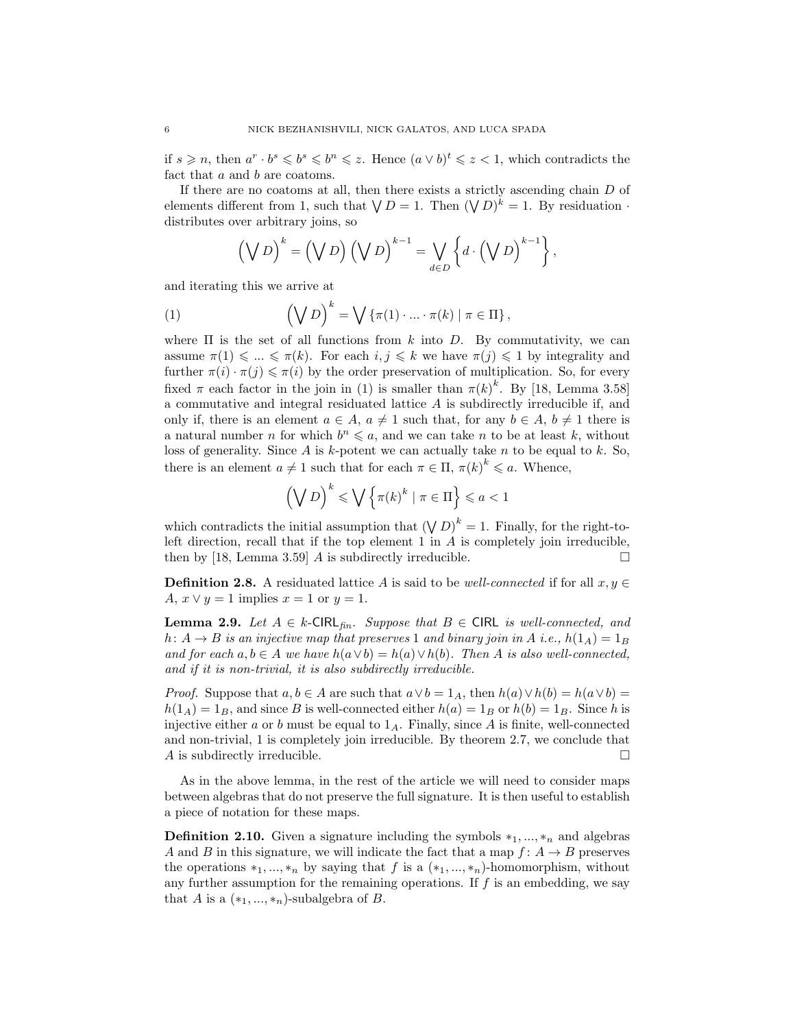if $s \geqslant n$, then $a^r \cdot b^s \leqslant b^s \leqslant b^n \leqslant z$. Hence $(a \vee b)^t \leqslant z < 1$, which contradicts the fact that $a$ and $b$ are coatoms.

If there are no coatoms at all, then there exists a strictly ascending chain $D$ of elements different from 1, such that $\bigvee D = 1$. Then $(\bigvee D)^k = 1$. By residuation $\cdot$ distributes over arbitrary joins, so

$$\left(\bigvee D\right)^k = \left(\bigvee D\right)\left(\bigvee D\right)^{k-1} = \bigvee_{d \in D}\left\{d \cdot \left(\bigvee D\right)^{k-1}\right\},$$

and iterating this we arrive at

$$\left(\bigvee D\right)^k = \bigvee \left\{\pi(1) \cdot ... \cdot \pi(k) \mid \pi \in \Pi\right\}, \tag{1}$$

where $\Pi$ is the set of all functions from $k$ into $D$. By commutativity, we can assume $\pi(1) \leqslant ... \leqslant \pi(k)$. For each $i, j \leqslant k$ we have $\pi(j) \leqslant 1$ by integrality and further $\pi(i) \cdot \pi(j) \leqslant \pi(i)$ by the order preservation of multiplication. So, for every fixed $\pi$ each factor in the join in (1) is smaller than $\pi(k)^k$. By [18, Lemma 3.58] a commutative and integral residuated lattice $A$ is subdirectly irreducible if, and only if, there is an element $a \in A$, $a \neq 1$ such that, for any $b \in A$, $b \neq 1$ there is a natural number $n$ for which $b^n \leqslant a$, and we can take $n$ to be at least $k$, without loss of generality. Since $A$ is $k$-potent we can actually take $n$ to be equal to $k$. So, there is an element $a \neq 1$ such that for each $\pi \in \Pi$, $\pi(k)^k \leqslant a$. Whence,

$$\left(\bigvee D\right)^k \leqslant \bigvee \left\{\pi(k)^k \mid \pi \in \Pi\right\} \leqslant a < 1$$

which contradicts the initial assumption that $(\bigvee D)^k = 1$. Finally, for the right-to-left direction, recall that if the top element 1 in $A$ is completely join irreducible, then by [18, Lemma 3.59] $A$ is subdirectly irreducible. □

**Definition 2.8.** A residuated lattice $A$ is said to be *well-connected* if for all $x, y \in A$, $x \vee y = 1$ implies $x = 1$ or $y = 1$.

**Lemma 2.9.** *Let $A \in k\text{-}\mathsf{CIRL}_{fin}$. Suppose that $B \in \mathsf{CIRL}$ is well-connected, and $h\colon A \to B$ is an injective map that preserves 1 and binary join in $A$ i.e., $h(1_A) = 1_B$ and for each $a, b \in A$ we have $h(a \vee b) = h(a) \vee h(b)$. Then $A$ is also well-connected, and if it is non-trivial, it is also subdirectly irreducible.*

*Proof.* Suppose that $a, b \in A$ are such that $a \vee b = 1_A$, then $h(a) \vee h(b) = h(a \vee b) = h(1_A) = 1_B$, and since $B$ is well-connected either $h(a) = 1_B$ or $h(b) = 1_B$. Since $h$ is injective either $a$ or $b$ must be equal to $1_A$. Finally, since $A$ is finite, well-connected and non-trivial, 1 is completely join irreducible. By theorem 2.7, we conclude that $A$ is subdirectly irreducible. □

As in the above lemma, in the rest of the article we will need to consider maps between algebras that do not preserve the full signature. It is then useful to establish a piece of notation for these maps.

**Definition 2.10.** Given a signature including the symbols $*_1, ..., *_n$ and algebras $A$ and $B$ in this signature, we will indicate the fact that a map $f\colon A \to B$ preserves the operations $*_1, ..., *_n$ by saying that $f$ is a $(*_1, ..., *_n)$-homomorphism, without any further assumption for the remaining operations. If $f$ is an embedding, we say that $A$ is a $(*_1, ..., *_n)$-subalgebra of $B$.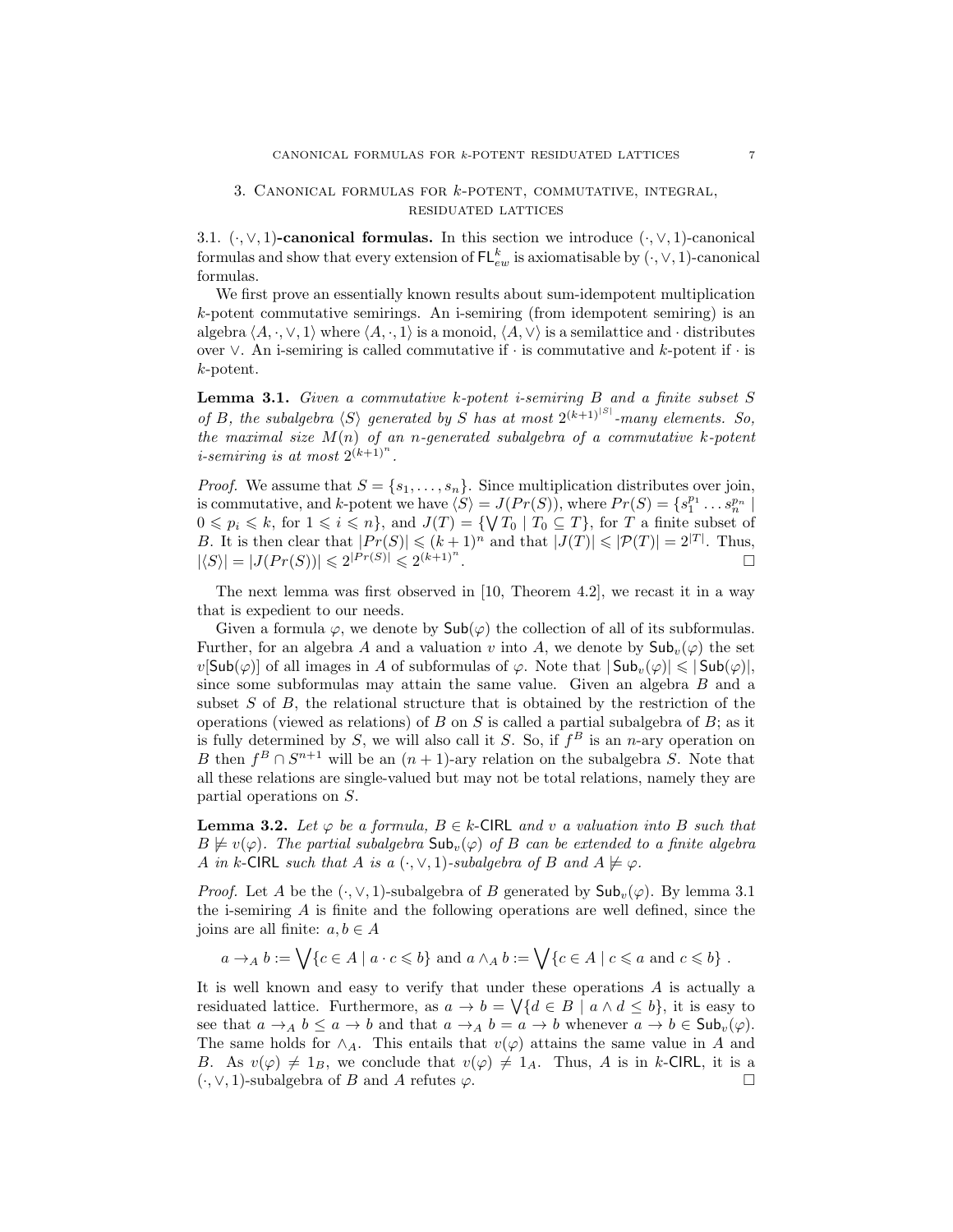## 3. Canonical formulas for $k$-potent, commutative, integral, residuated lattices

3.1. **$(\cdot,\vee,1)$-canonical formulas.** In this section we introduce $(\cdot,\vee,1)$-canonical formulas and show that every extension of $\mathsf{FL}_{ew}^k$ is axiomatisable by $(\cdot,\vee,1)$-canonical formulas.

We first prove an essentially known results about sum-idempotent multiplication $k$-potent commutative semirings. An i-semiring (from idempotent semiring) is an algebra $\langle A,\cdot,\vee,1\rangle$ where $\langle A,\cdot,1\rangle$ is a monoid, $\langle A,\vee\rangle$ is a semilattice and $\cdot$ distributes over $\vee$. An i-semiring is called commutative if $\cdot$ is commutative and $k$-potent if $\cdot$ is $k$-potent.

**Lemma 3.1.** *Given a commutative $k$-potent i-semiring $B$ and a finite subset $S$ of $B$, the subalgebra $\langle S\rangle$ generated by $S$ has at most $2^{(k+1)^{|S|}}$-many elements. So, the maximal size $M(n)$ of an $n$-generated subalgebra of a commutative $k$-potent i-semiring is at most $2^{(k+1)^n}$.*

*Proof.* We assume that $S=\{s_1,\ldots,s_n\}$. Since multiplication distributes over join, is commutative, and $k$-potent we have $\langle S\rangle = J(Pr(S))$, where $Pr(S)=\{s_1^{p_1}\ldots s_n^{p_n} \mid 0\leqslant p_i\leqslant k, \text{ for } 1\leqslant i\leqslant n\}$, and $J(T)=\{\bigvee T_0 \mid T_0\subseteq T\}$, for $T$ a finite subset of $B$. It is then clear that $|Pr(S)|\leqslant (k+1)^n$ and that $|J(T)|\leqslant|\mathcal{P}(T)|=2^{|T|}$. Thus, $|\langle S\rangle| = |J(Pr(S))|\leqslant 2^{|Pr(S)|}\leqslant 2^{(k+1)^n}$. □

The next lemma was first observed in [10, Theorem 4.2], we recast it in a way that is expedient to our needs.

Given a formula $\varphi$, we denote by $\mathsf{Sub}(\varphi)$ the collection of all of its subformulas. Further, for an algebra $A$ and a valuation $v$ into $A$, we denote by $\mathsf{Sub}_v(\varphi)$ the set $v[\mathsf{Sub}(\varphi)]$ of all images in $A$ of subformulas of $\varphi$. Note that $|\mathsf{Sub}_v(\varphi)|\leqslant|\mathsf{Sub}(\varphi)|$, since some subformulas may attain the same value. Given an algebra $B$ and a subset $S$ of $B$, the relational structure that is obtained by the restriction of the operations (viewed as relations) of $B$ on $S$ is called a partial subalgebra of $B$; as it is fully determined by $S$, we will also call it $S$. So, if $f^B$ is an $n$-ary operation on $B$ then $f^B\cap S^{n+1}$ will be an $(n+1)$-ary relation on the subalgebra $S$. Note that all these relations are single-valued but may not be total relations, namely they are partial operations on $S$.

**Lemma 3.2.** *Let $\varphi$ be a formula, $B\in k\text{-}\mathsf{CIRL}$ and $v$ a valuation into $B$ such that $B\not\models v(\varphi)$. The partial subalgebra $\mathsf{Sub}_v(\varphi)$ of $B$ can be extended to a finite algebra $A$ in $k\text{-}\mathsf{CIRL}$ such that $A$ is a $(\cdot,\vee,1)$-subalgebra of $B$ and $A\not\models\varphi$.*

*Proof.* Let $A$ be the $(\cdot,\vee,1)$-subalgebra of $B$ generated by $\mathsf{Sub}_v(\varphi)$. By lemma 3.1 the i-semiring $A$ is finite and the following operations are well defined, since the joins are all finite: $a,b\in A$

$$a\to_A b := \bigvee\{c\in A \mid a\cdot c\leqslant b\} \text{ and } a\wedge_A b := \bigvee\{c\in A\mid c\leqslant a \text{ and } c\leqslant b\}\,.$$

It is well known and easy to verify that under these operations $A$ is actually a residuated lattice. Furthermore, as $a\to b=\bigvee\{d\in B\mid a\wedge d\leq b\}$, it is easy to see that $a\to_A b\leq a\to b$ and that $a\to_A b = a\to b$ whenever $a\to b\in\mathsf{Sub}_v(\varphi)$. The same holds for $\wedge_A$. This entails that $v(\varphi)$ attains the same value in $A$ and $B$. As $v(\varphi)\neq 1_B$, we conclude that $v(\varphi)\neq 1_A$. Thus, $A$ is in $k\text{-}\mathsf{CIRL}$, it is a $(\cdot,\vee,1)$-subalgebra of $B$ and $A$ refutes $\varphi$. □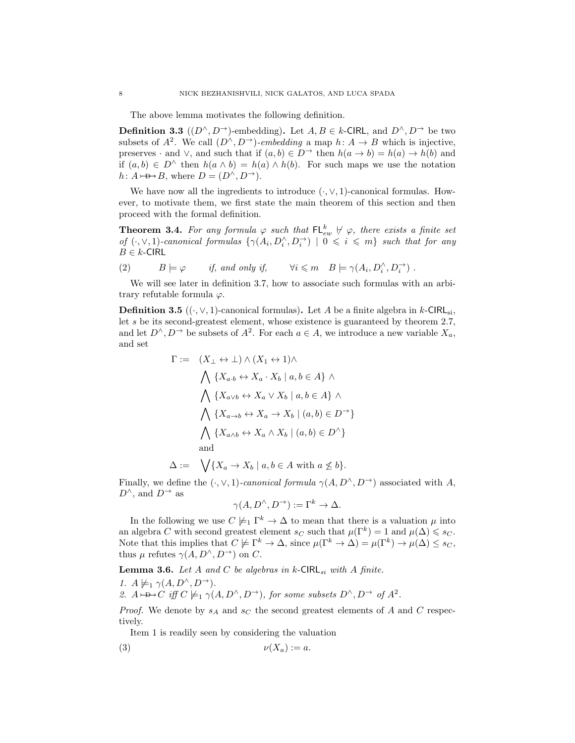The above lemma motivates the following definition.

**Definition 3.3** (($D^\wedge, D^\to$)-embedding)**.** Let $A, B \in k$-$\mathsf{CIRL}$, and $D^\wedge, D^\to$ be two subsets of $A^2$. We call $(D^\wedge, D^\to)$-*embedding* a map $h\colon A \to B$ which is injective, preserves $\cdot$ and $\vee$, and such that if $(a, b) \in D^\to$ then $h(a \to b) = h(a) \to h(b)$ and if $(a, b) \in D^\wedge$ then $h(a \wedge b) = h(a) \wedge h(b)$. For such maps we use the notation $h\colon A \rightarrowtail_{D} B$, where $D = (D^\wedge, D^\to)$.

We have now all the ingredients to introduce $(\cdot, \vee, 1)$-canonical formulas. However, to motivate them, we first state the main theorem of this section and then proceed with the formal definition.

**Theorem 3.4.** *For any formula $\varphi$ such that $\mathsf{FL}^k_{ew} \not\vdash \varphi$, there exists a finite set of $(\cdot, \vee, 1)$-canonical formulas $\{\gamma(A_i, D^\wedge_i, D^\to_i) \mid 0 \leqslant i \leqslant m\}$ such that for any $B \in k$-$\mathsf{CIRL}$*

$$B \models \varphi \qquad \text{if, and only if,} \qquad \forall i \leqslant m \quad B \models \gamma(A_i, D^\wedge_i, D^\to_i)\ . \tag{2}$$

We will see later in definition 3.7, how to associate such formulas with an arbitrary refutable formula $\varphi$.

**Definition 3.5** (($\cdot, \vee, 1$)-canonical formulas)**.** Let $A$ be a finite algebra in $k$-$\mathsf{CIRL}_{\mathrm{si}}$, let $s$ be its second-greatest element, whose existence is guaranteed by theorem 2.7, and let $D^\wedge, D^\to$ be subsets of $A^2$. For each $a \in A$, we introduce a new variable $X_a$, and set

$$\begin{aligned}
\Gamma := \quad & (X_\bot \leftrightarrow \bot) \wedge (X_1 \leftrightarrow 1) \wedge \\
& \bigwedge \{X_{a \cdot b} \leftrightarrow X_a \cdot X_b \mid a, b \in A\} \wedge \\
& \bigwedge \{X_{a \vee b} \leftrightarrow X_a \vee X_b \mid a, b \in A\} \wedge \\
& \bigwedge \{X_{a \to b} \leftrightarrow X_a \to X_b \mid (a, b) \in D^\to\} \\
& \bigwedge \{X_{a \wedge b} \leftrightarrow X_a \wedge X_b \mid (a, b) \in D^\wedge\} \\
& \text{and} \\
\Delta := \quad & \bigvee \{X_a \to X_b \mid a, b \in A \text{ with } a \not\leq b\}.
\end{aligned}$$

Finally, we define the $(\cdot, \vee, 1)$-*canonical formula* $\gamma(A, D^\wedge, D^\to)$ associated with $A$, $D^\wedge$, and $D^\to$ as

$$\gamma(A, D^\wedge, D^\to) := \Gamma^k \to \Delta.$$

In the following we use $C \not\models_1 \Gamma^k \to \Delta$ to mean that there is a valuation $\mu$ into an algebra $C$ with second greatest element $s_C$ such that $\mu(\Gamma^k) = 1$ and $\mu(\Delta) \leqslant s_C$. Note that this implies that $C \not\models \Gamma^k \to \Delta$, since $\mu(\Gamma^k \to \Delta) = \mu(\Gamma^k) \to \mu(\Delta) \leq s_C$, thus $\mu$ refutes $\gamma(A, D^\wedge, D^\to)$ on $C$.

**Lemma 3.6.** *Let $A$ and $C$ be algebras in $k$-$\mathsf{CIRL}_{si}$ with $A$ finite.*

1. *$A \not\models_1 \gamma(A, D^\wedge, D^\to)$.*
2. *$A \rightarrowtail_{D} C$ iff $C \not\models_1 \gamma(A, D^\wedge, D^\to)$, for some subsets $D^\wedge, D^\to$ of $A^2$.*

*Proof.* We denote by $s_A$ and $s_C$ the second greatest elements of $A$ and $C$ respectively.

Item 1 is readily seen by considering the valuation

$$\nu(X_a) := a. \tag{3}$$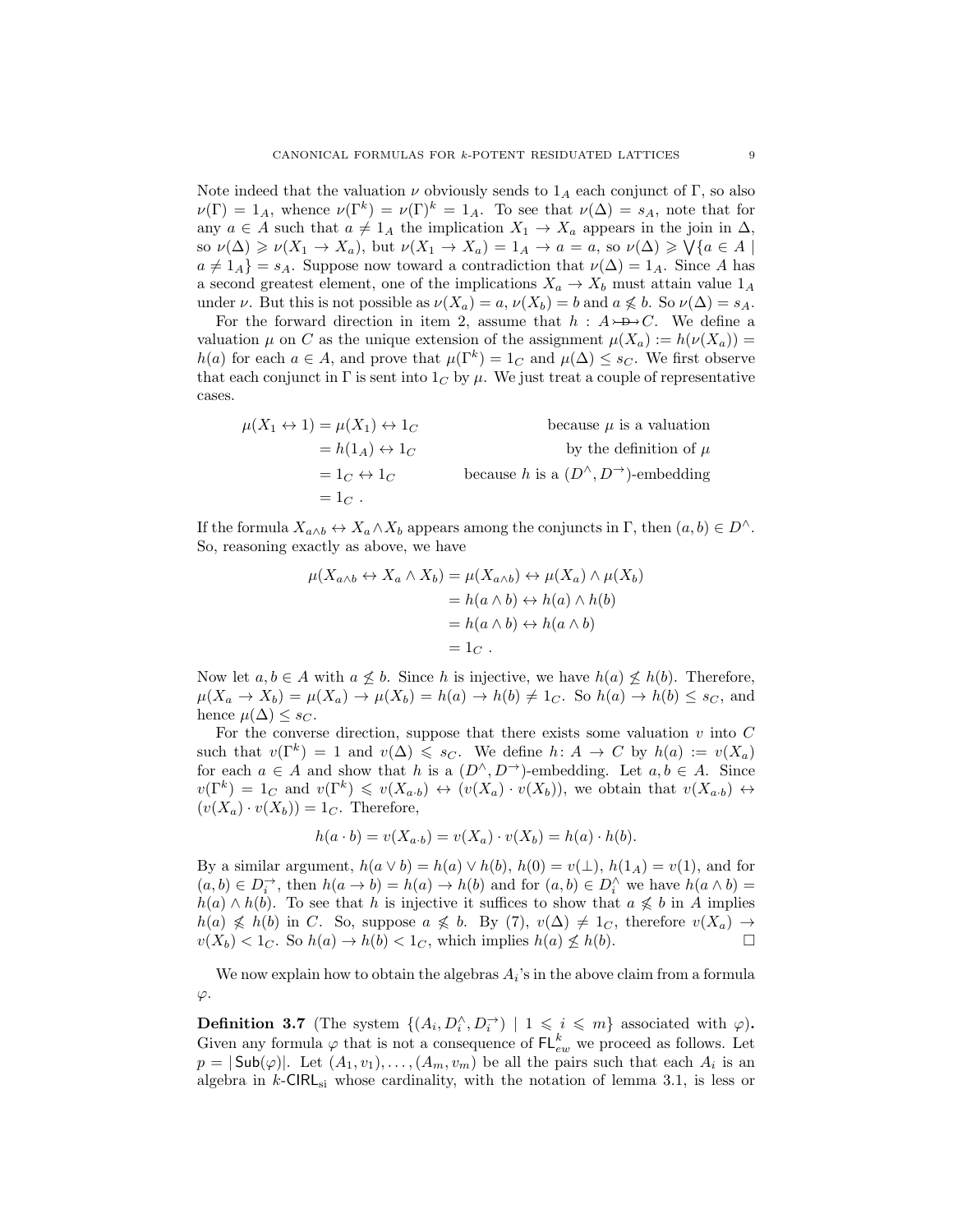Note indeed that the valuation $\nu$ obviously sends to $1_A$ each conjunct of $\Gamma$, so also $\nu(\Gamma) = 1_A$, whence $\nu(\Gamma^k) = \nu(\Gamma)^k = 1_A$. To see that $\nu(\Delta) = s_A$, note that for any $a \in A$ such that $a \neq 1_A$ the implication $X_1 \to X_a$ appears in the join in $\Delta$, so $\nu(\Delta) \geqslant \nu(X_1 \to X_a)$, but $\nu(X_1 \to X_a) = 1_A \to a = a$, so $\nu(\Delta) \geqslant \bigvee\{a \in A \mid a \neq 1_A\} = s_A$. Suppose now toward a contradiction that $\nu(\Delta) = 1_A$. Since $A$ has a second greatest element, one of the implications $X_a \to X_b$ must attain value $1_A$ under $\nu$. But this is not possible as $\nu(X_a) = a$, $\nu(X_b) = b$ and $a \nleqslant b$. So $\nu(\Delta) = s_A$.

For the forward direction in item 2, assume that $h : A \rightarrowtail\!\!\!\!\!\!\!\!\;\mathcal{D}\!\!\rightarrow C$. We define a valuation $\mu$ on $C$ as the unique extension of the assignment $\mu(X_a) := h(\nu(X_a)) = h(a)$ for each $a \in A$, and prove that $\mu(\Gamma^k) = 1_C$ and $\mu(\Delta) \leq s_C$. We first observe that each conjunct in $\Gamma$ is sent into $1_C$ by $\mu$. We just treat a couple of representative cases.

$$
\begin{aligned}
\mu(X_1 \leftrightarrow 1) &= \mu(X_1) \leftrightarrow 1_C && \text{because } \mu \text{ is a valuation}\\
&= h(1_A) \leftrightarrow 1_C && \text{by the definition of } \mu\\
&= 1_C \leftrightarrow 1_C && \text{because } h \text{ is a } (D^\wedge, D^\to)\text{-embedding}\\
&= 1_C\ .
\end{aligned}
$$

If the formula $X_{a\wedge b} \leftrightarrow X_a \wedge X_b$ appears among the conjuncts in $\Gamma$, then $(a, b) \in D^\wedge$. So, reasoning exactly as above, we have

$$
\begin{aligned}
\mu(X_{a\wedge b} \leftrightarrow X_a \wedge X_b) &= \mu(X_{a\wedge b}) \leftrightarrow \mu(X_a) \wedge \mu(X_b)\\
&= h(a \wedge b) \leftrightarrow h(a) \wedge h(b)\\
&= h(a \wedge b) \leftrightarrow h(a \wedge b)\\
&= 1_C\ .
\end{aligned}
$$

Now let $a, b \in A$ with $a \nleq b$. Since $h$ is injective, we have $h(a) \nleq h(b)$. Therefore, $\mu(X_a \to X_b) = \mu(X_a) \to \mu(X_b) = h(a) \to h(b) \neq 1_C$. So $h(a) \to h(b) \leq s_C$, and hence $\mu(\Delta) \leq s_C$.

For the converse direction, suppose that there exists some valuation $v$ into $C$ such that $v(\Gamma^k) = 1$ and $v(\Delta) \leqslant s_C$. We define $h\colon A \to C$ by $h(a) := v(X_a)$ for each $a \in A$ and show that $h$ is a $(D^\wedge, D^\to)$-embedding. Let $a, b \in A$. Since $v(\Gamma^k) = 1_C$ and $v(\Gamma^k) \leqslant v(X_{a\cdot b}) \leftrightarrow (v(X_a) \cdot v(X_b))$, we obtain that $v(X_{a\cdot b}) \leftrightarrow (v(X_a) \cdot v(X_b)) = 1_C$. Therefore,

$$
h(a \cdot b) = v(X_{a\cdot b}) = v(X_a) \cdot v(X_b) = h(a) \cdot h(b).
$$

By a similar argument, $h(a \vee b) = h(a) \vee h(b)$, $h(0) = v(\bot)$, $h(1_A) = v(1)$, and for $(a, b) \in D_i^\to$, then $h(a \to b) = h(a) \to h(b)$ and for $(a, b) \in D_i^\wedge$ we have $h(a \wedge b) = h(a) \wedge h(b)$. To see that $h$ is injective it suffices to show that $a \nleqslant b$ in $A$ implies $h(a) \nleqslant h(b)$ in $C$. So, suppose $a \nleqslant b$. By (7), $v(\Delta) \neq 1_C$, therefore $v(X_a) \to v(X_b) < 1_C$. So $h(a) \to h(b) < 1_C$, which implies $h(a) \nleq h(b)$. □

We now explain how to obtain the algebras $A_i$'s in the above claim from a formula $\varphi$.

**Definition 3.7** (The system $\{(A_i, D_i^\wedge, D_i^\to) \mid 1 \leqslant i \leqslant m\}$ associated with $\varphi$)**.** Given any formula $\varphi$ that is not a consequence of $\mathsf{FL}_{ew}^k$ we proceed as follows. Let $p = |\mathsf{Sub}(\varphi)|$. Let $(A_1, v_1), \ldots, (A_m, v_m)$ be all the pairs such that each $A_i$ is an algebra in $k$-$\mathsf{CIRL}_{\mathrm{si}}$ whose cardinality, with the notation of lemma 3.1, is less or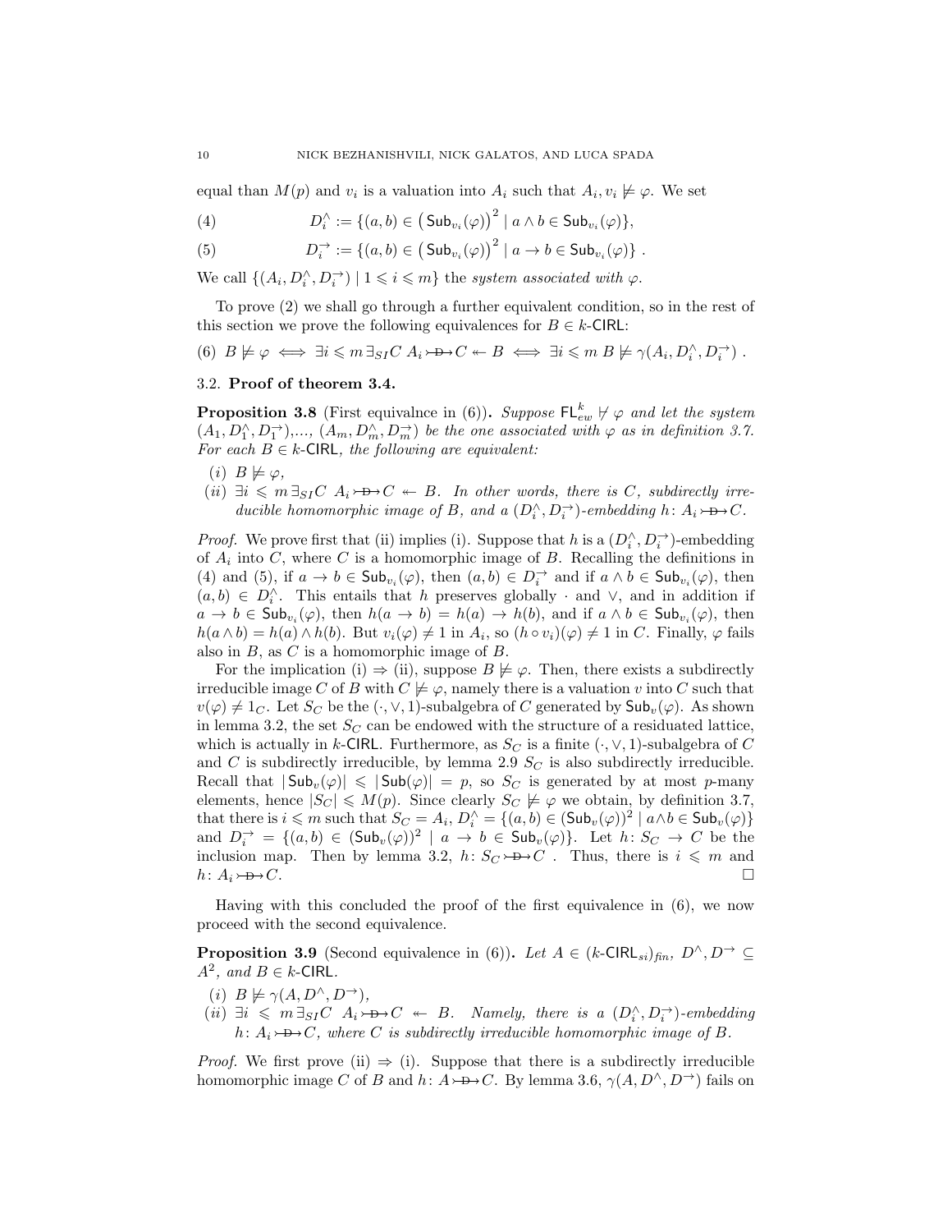equal than $M(p)$ and $v_i$ is a valuation into $A_i$ such that $A_i, v_i \not\models \varphi$. We set

$$D_i^{\wedge} := \{(a,b) \in \left(\mathsf{Sub}_{v_i}(\varphi)\right)^2 \mid a \wedge b \in \mathsf{Sub}_{v_i}(\varphi)\}, \tag{4}$$

$$D_i^{\rightarrow} := \{(a,b) \in \left(\mathsf{Sub}_{v_i}(\varphi)\right)^2 \mid a \to b \in \mathsf{Sub}_{v_i}(\varphi)\} . \tag{5}$$

We call $\{(A_i, D_i^{\wedge}, D_i^{\rightarrow}) \mid 1 \leqslant i \leqslant m\}$ the *system associated with* $\varphi$.

To prove (2) we shall go through a further equivalent condition, so in the rest of this section we prove the following equivalences for $B \in k\text{-}\mathsf{CIRL}$:

$$(6)\ B \not\models \varphi \iff \exists i \leqslant m\, \exists_{SI} C\ A_i \rightarrowtail\!\!\!\!\!D\!\!\!\!\!\rightarrow C \twoheadleftarrow B \iff \exists i \leqslant m\ B \not\models \gamma(A_i, D_i^{\wedge}, D_i^{\rightarrow}) .$$

### 3.2. Proof of theorem 3.4.

**Proposition 3.8** (First equivalnce in (6)). *Suppose $\mathsf{FL}_{ew}^k \not\vdash \varphi$ and let the system $(A_1, D_1^{\wedge}, D_1^{\rightarrow}),\ldots, (A_m, D_m^{\wedge}, D_m^{\rightarrow})$ be the one associated with $\varphi$ as in definition 3.7. For each $B \in k\text{-}\mathsf{CIRL}$, the following are equivalent:*

- (i) $B \not\models \varphi$,
- (ii) $\exists i \leqslant m\, \exists_{SI} C\ A_i \rightarrowtail\!\!\!\!\!D\!\!\!\!\!\rightarrow C \twoheadleftarrow B$. *In other words, there is $C$, subdirectly irreducible homomorphic image of $B$, and a $(D_i^{\wedge}, D_i^{\rightarrow})$-embedding $h\colon A_i \rightarrowtail\!\!\!\!\!D\!\!\!\!\!\rightarrow C$.*

*Proof.* We prove first that (ii) implies (i). Suppose that $h$ is a $(D_i^{\wedge}, D_i^{\rightarrow})$-embedding of $A_i$ into $C$, where $C$ is a homomorphic image of $B$. Recalling the definitions in (4) and (5), if $a \to b \in \mathsf{Sub}_{v_i}(\varphi)$, then $(a,b) \in D_i^{\rightarrow}$ and if $a \wedge b \in \mathsf{Sub}_{v_i}(\varphi)$, then $(a,b) \in D_i^{\wedge}$. This entails that $h$ preserves globally $\cdot$ and $\vee$, and in addition if $a \to b \in \mathsf{Sub}_{v_i}(\varphi)$, then $h(a \to b) = h(a) \to h(b)$, and if $a \wedge b \in \mathsf{Sub}_{v_i}(\varphi)$, then $h(a \wedge b) = h(a) \wedge h(b)$. But $v_i(\varphi) \neq 1$ in $A_i$, so $(h \circ v_i)(\varphi) \neq 1$ in $C$. Finally, $\varphi$ fails also in $B$, as $C$ is a homomorphic image of $B$.

For the implication (i) $\Rightarrow$ (ii), suppose $B \not\models \varphi$. Then, there exists a subdirectly irreducible image $C$ of $B$ with $C \not\models \varphi$, namely there is a valuation $v$ into $C$ such that $v(\varphi) \neq 1_C$. Let $S_C$ be the $(\cdot, \vee, 1)$-subalgebra of $C$ generated by $\mathsf{Sub}_v(\varphi)$. As shown in lemma 3.2, the set $S_C$ can be endowed with the structure of a residuated lattice, which is actually in $k\text{-}\mathsf{CIRL}$. Furthermore, as $S_C$ is a finite $(\cdot, \vee, 1)$-subalgebra of $C$ and $C$ is subdirectly irreducible, by lemma 2.9 $S_C$ is also subdirectly irreducible. Recall that $|\mathsf{Sub}_v(\varphi)| \leqslant |\mathsf{Sub}(\varphi)| = p$, so $S_C$ is generated by at most $p$-many elements, hence $|S_C| \leqslant M(p)$. Since clearly $S_C \not\models \varphi$ we obtain, by definition 3.7, that there is $i \leqslant m$ such that $S_C = A_i$, $D_i^{\wedge} = \{(a,b) \in (\mathsf{Sub}_v(\varphi))^2 \mid a \wedge b \in \mathsf{Sub}_v(\varphi)\}$ and $D_i^{\rightarrow} = \{(a,b) \in (\mathsf{Sub}_v(\varphi))^2 \mid a \to b \in \mathsf{Sub}_v(\varphi)\}$. Let $h\colon S_C \to C$ be the inclusion map. Then by lemma 3.2, $h\colon S_C \rightarrowtail\!\!\!\!\!D\!\!\!\!\!\rightarrow C$ . Thus, there is $i \leqslant m$ and $h\colon A_i \rightarrowtail\!\!\!\!\!D\!\!\!\!\!\rightarrow C$. $\square$

Having with this concluded the proof of the first equivalence in (6), we now proceed with the second equivalence.

**Proposition 3.9** (Second equivalence in (6)). *Let $A \in (k\text{-}\mathsf{CIRL}_{si})_{fin}$, $D^{\wedge}, D^{\rightarrow} \subseteq A^2$, and $B \in k\text{-}\mathsf{CIRL}$.*

- (i) $B \not\models \gamma(A, D^{\wedge}, D^{\rightarrow})$,
- (ii) $\exists i \leqslant m\, \exists_{SI} C\ A_i \rightarrowtail\!\!\!\!\!D\!\!\!\!\!\rightarrow C \twoheadleftarrow B$. *Namely, there is a $(D_i^{\wedge}, D_i^{\rightarrow})$-embedding $h\colon A_i \rightarrowtail\!\!\!\!\!D\!\!\!\!\!\rightarrow C$, where $C$ is subdirectly irreducible homomorphic image of $B$.*

*Proof.* We first prove (ii) $\Rightarrow$ (i). Suppose that there is a subdirectly irreducible homomorphic image $C$ of $B$ and $h\colon A \rightarrowtail\!\!\!\!\!D\!\!\!\!\!\rightarrow C$. By lemma 3.6, $\gamma(A, D^{\wedge}, D^{\rightarrow})$ fails on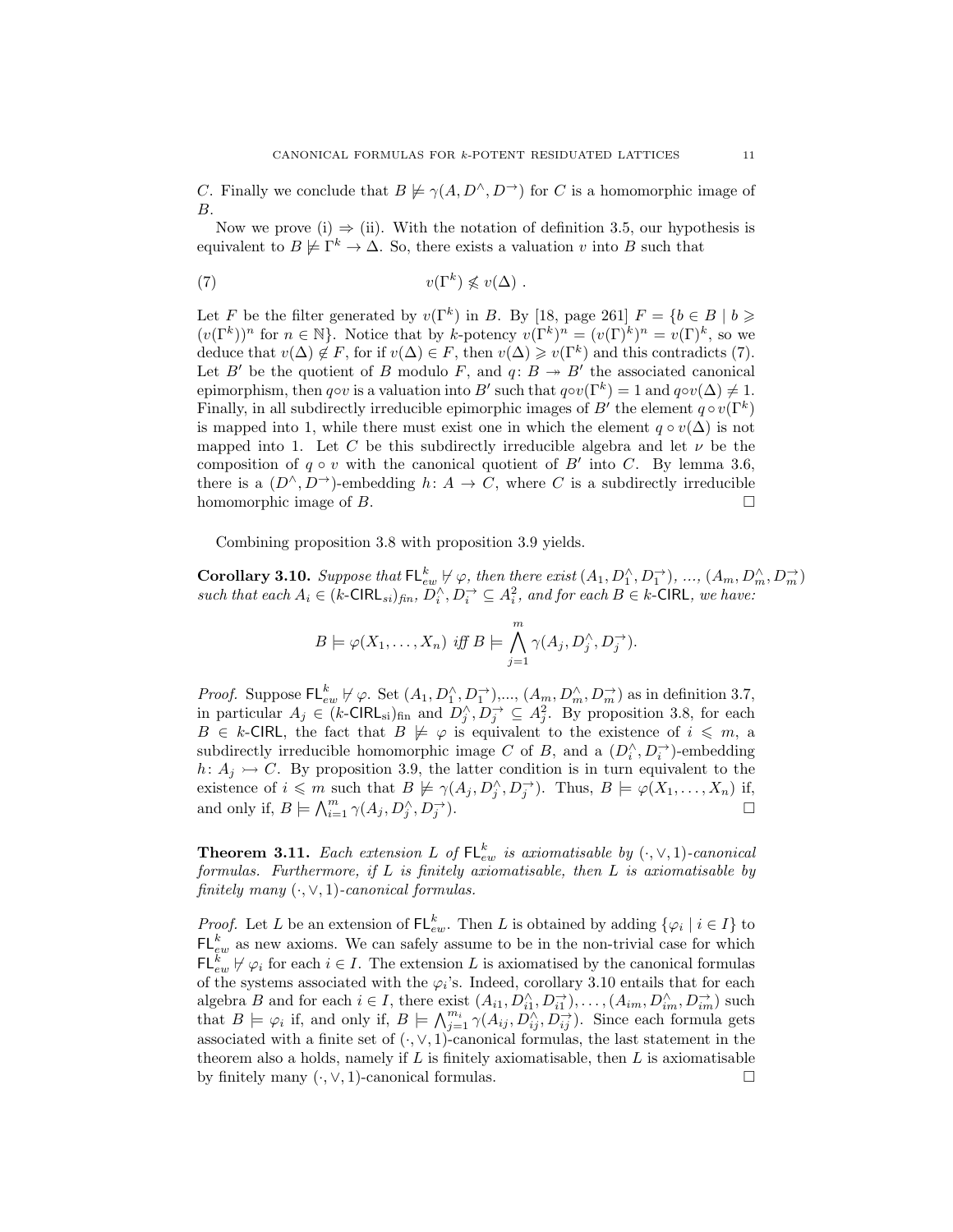$C$. Finally we conclude that $B \not\models \gamma(A, D^\wedge, D^\to)$ for $C$ is a homomorphic image of $B$.

Now we prove (i) $\Rightarrow$ (ii). With the notation of definition 3.5, our hypothesis is equivalent to $B \not\models \Gamma^k \to \Delta$. So, there exists a valuation $v$ into $B$ such that

$$v(\Gamma^k) \nleqslant v(\Delta) \ . \tag{7}$$

Let $F$ be the filter generated by $v(\Gamma^k)$ in $B$. By [18, page 261] $F = \{b \in B \mid b \geqslant (v(\Gamma^k))^n \text{ for } n \in \mathbb{N}\}$. Notice that by $k$-potency $v(\Gamma^k)^n = (v(\Gamma)^k)^n = v(\Gamma)^k$, so we deduce that $v(\Delta) \notin F$, for if $v(\Delta) \in F$, then $v(\Delta) \geqslant v(\Gamma^k)$ and this contradicts (7). Let $B'$ be the quotient of $B$ modulo $F$, and $q \colon B \twoheadrightarrow B'$ the associated canonical epimorphism, then $q \circ v$ is a valuation into $B'$ such that $q \circ v(\Gamma^k) = 1$ and $q \circ v(\Delta) \neq 1$. Finally, in all subdirectly irreducible epimorphic images of $B'$ the element $q \circ v(\Gamma^k)$ is mapped into 1, while there must exist one in which the element $q \circ v(\Delta)$ is not mapped into 1. Let $C$ be this subdirectly irreducible algebra and let $\nu$ be the composition of $q \circ v$ with the canonical quotient of $B'$ into $C$. By lemma 3.6, there is a $(D^\wedge, D^\to)$-embedding $h \colon A \to C$, where $C$ is a subdirectly irreducible homomorphic image of $B$. $\square$

Combining proposition 3.8 with proposition 3.9 yields.

**Corollary 3.10.** *Suppose that $\mathsf{FL}^k_{ew} \nvdash \varphi$, then there exist $(A_1, D_1^\wedge, D_1^\to)$, ..., $(A_m, D_m^\wedge, D_m^\to)$ such that each $A_i \in (k\text{-}\mathsf{CIRL}_{si})_{fin}$, $D_i^\wedge, D_i^\to \subseteq A_i^2$, and for each $B \in k\text{-}\mathsf{CIRL}$, we have:*

$$B \models \varphi(X_1, \ldots, X_n) \text{ iff } B \models \bigwedge_{j=1}^{m} \gamma(A_j, D_j^\wedge, D_j^\to).$$

*Proof.* Suppose $\mathsf{FL}^k_{ew} \nvdash \varphi$. Set $(A_1, D_1^\wedge, D_1^\to)$,..., $(A_m, D_m^\wedge, D_m^\to)$ as in definition 3.7, in particular $A_j \in (k\text{-}\mathsf{CIRL}_{\mathrm{si}})_{\mathrm{fin}}$ and $D_j^\wedge, D_j^\to \subseteq A_j^2$. By proposition 3.8, for each $B \in k\text{-}\mathsf{CIRL}$, the fact that $B \not\models \varphi$ is equivalent to the existence of $i \leqslant m$, a subdirectly irreducible homomorphic image $C$ of $B$, and a $(D_i^\wedge, D_i^\to)$-embedding $h \colon A_j \rightarrowtail C$. By proposition 3.9, the latter condition is in turn equivalent to the existence of $i \leqslant m$ such that $B \not\models \gamma(A_j, D_j^\wedge, D_j^\to)$. Thus, $B \models \varphi(X_1, \ldots, X_n)$ if, and only if, $B \models \bigwedge_{i=1}^{m} \gamma(A_j, D_j^\wedge, D_j^\to)$. $\square$

**Theorem 3.11.** *Each extension $L$ of $\mathsf{FL}^k_{ew}$ is axiomatisable by $(\cdot, \vee, 1)$-canonical formulas. Furthermore, if $L$ is finitely axiomatisable, then $L$ is axiomatisable by finitely many $(\cdot, \vee, 1)$-canonical formulas.*

*Proof.* Let $L$ be an extension of $\mathsf{FL}^k_{ew}$. Then $L$ is obtained by adding $\{\varphi_i \mid i \in I\}$ to $\mathsf{FL}^k_{ew}$ as new axioms. We can safely assume to be in the non-trivial case for which $\mathsf{FL}^k_{ew} \nvdash \varphi_i$ for each $i \in I$. The extension $L$ is axiomatised by the canonical formulas of the systems associated with the $\varphi_i$'s. Indeed, corollary 3.10 entails that for each algebra $B$ and for each $i \in I$, there exist $(A_{i1}, D_{i1}^\wedge, D_{i1}^\to), \ldots, (A_{im}, D_{im}^\wedge, D_{im}^\to)$ such that $B \models \varphi_i$ if, and only if, $B \models \bigwedge_{j=1}^{m_i} \gamma(A_{ij}, D_{ij}^\wedge, D_{ij}^\to)$. Since each formula gets associated with a finite set of $(\cdot, \vee, 1)$-canonical formulas, the last statement in the theorem also a holds, namely if $L$ is finitely axiomatisable, then $L$ is axiomatisable by finitely many $(\cdot, \vee, 1)$-canonical formulas. $\square$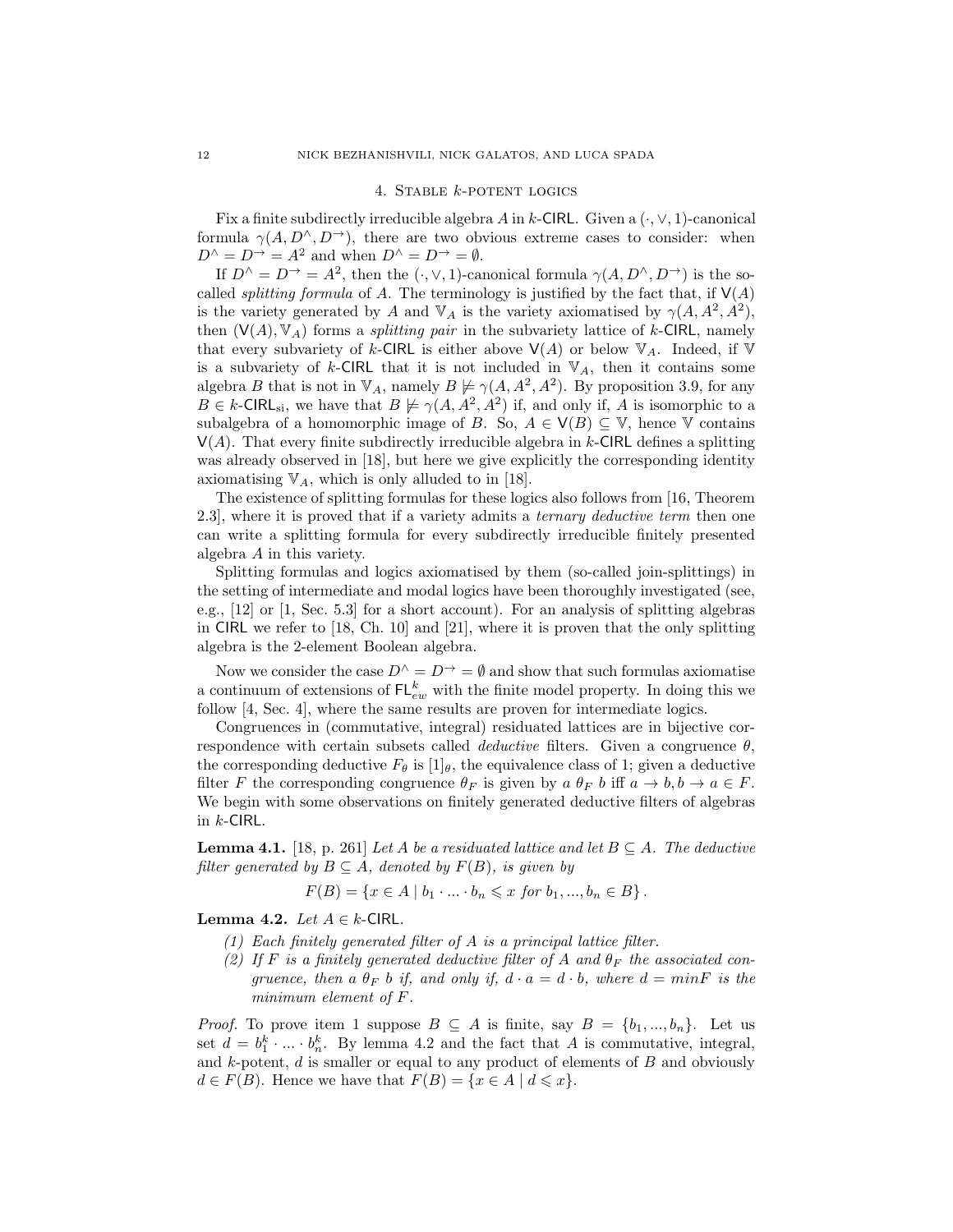## 4. Stable $k$-potent logics

Fix a finite subdirectly irreducible algebra $A$ in $k$-$\mathsf{CIRL}$. Given a $(\cdot,\vee,1)$-canonical formula $\gamma(A, D^\wedge, D^\to)$, there are two obvious extreme cases to consider: when $D^\wedge = D^\to = A^2$ and when $D^\wedge = D^\to = \emptyset$.

If $D^\wedge = D^\to = A^2$, then the $(\cdot,\vee,1)$-canonical formula $\gamma(A, D^\wedge, D^\to)$ is the so-called *splitting formula* of $A$. The terminology is justified by the fact that, if $\mathsf{V}(A)$ is the variety generated by $A$ and $\mathbb{V}_A$ is the variety axiomatised by $\gamma(A, A^2, A^2)$, then $(\mathsf{V}(A), \mathbb{V}_A)$ forms a *splitting pair* in the subvariety lattice of $k$-$\mathsf{CIRL}$, namely that every subvariety of $k$-$\mathsf{CIRL}$ is either above $\mathsf{V}(A)$ or below $\mathbb{V}_A$. Indeed, if $\mathbb{V}$ is a subvariety of $k$-$\mathsf{CIRL}$ that it is not included in $\mathbb{V}_A$, then it contains some algebra $B$ that is not in $\mathbb{V}_A$, namely $B \not\models \gamma(A, A^2, A^2)$. By proposition 3.9, for any $B \in k$-$\mathsf{CIRL}_{\mathrm{si}}$, we have that $B \not\models \gamma(A, A^2, A^2)$ if, and only if, $A$ is isomorphic to a subalgebra of a homomorphic image of $B$. So, $A \in \mathsf{V}(B) \subseteq \mathbb{V}$, hence $\mathbb{V}$ contains $\mathsf{V}(A)$. That every finite subdirectly irreducible algebra in $k$-$\mathsf{CIRL}$ defines a splitting was already observed in [18], but here we give explicitly the corresponding identity axiomatising $\mathbb{V}_A$, which is only alluded to in [18].

The existence of splitting formulas for these logics also follows from [16, Theorem 2.3], where it is proved that if a variety admits a *ternary deductive term* then one can write a splitting formula for every subdirectly irreducible finitely presented algebra $A$ in this variety.

Splitting formulas and logics axiomatised by them (so-called join-splittings) in the setting of intermediate and modal logics have been thoroughly investigated (see, e.g., [12] or [1, Sec. 5.3] for a short account). For an analysis of splitting algebras in $\mathsf{CIRL}$ we refer to [18, Ch. 10] and [21], where it is proven that the only splitting algebra is the 2-element Boolean algebra.

Now we consider the case $D^\wedge = D^\to = \emptyset$ and show that such formulas axiomatise a continuum of extensions of $\mathsf{FL}^k_{ew}$ with the finite model property. In doing this we follow [4, Sec. 4], where the same results are proven for intermediate logics.

Congruences in (commutative, integral) residuated lattices are in bijective correspondence with certain subsets called *deductive* filters. Given a congruence $\theta$, the corresponding deductive $F_\theta$ is $[1]_\theta$, the equivalence class of 1; given a deductive filter $F$ the corresponding congruence $\theta_F$ is given by $a\ \theta_F\ b$ iff $a \to b, b \to a \in F$. We begin with some observations on finitely generated deductive filters of algebras in $k$-$\mathsf{CIRL}$.

**Lemma 4.1.** [18, p. 261] *Let $A$ be a residuated lattice and let $B \subseteq A$. The deductive filter generated by $B \subseteq A$, denoted by $F(B)$, is given by*

$$F(B) = \{x \in A \mid b_1 \cdot ... \cdot b_n \leqslant x \text{ for } b_1, ..., b_n \in B\}.$$

**Lemma 4.2.** *Let $A \in k$-$\mathsf{CIRL}$.*

1. *Each finitely generated filter of $A$ is a principal lattice filter.*
2. *If $F$ is a finitely generated deductive filter of $A$ and $\theta_F$ the associated congruence, then $a\ \theta_F\ b$ if, and only if, $d \cdot a = d \cdot b$, where $d = minF$ is the minimum element of $F$.*

*Proof.* To prove item 1 suppose $B \subseteq A$ is finite, say $B = \{b_1, ..., b_n\}$. Let us set $d = b_1^k \cdot ... \cdot b_n^k$. By lemma 4.2 and the fact that $A$ is commutative, integral, and $k$-potent, $d$ is smaller or equal to any product of elements of $B$ and obviously $d \in F(B)$. Hence we have that $F(B) = \{x \in A \mid d \leqslant x\}$.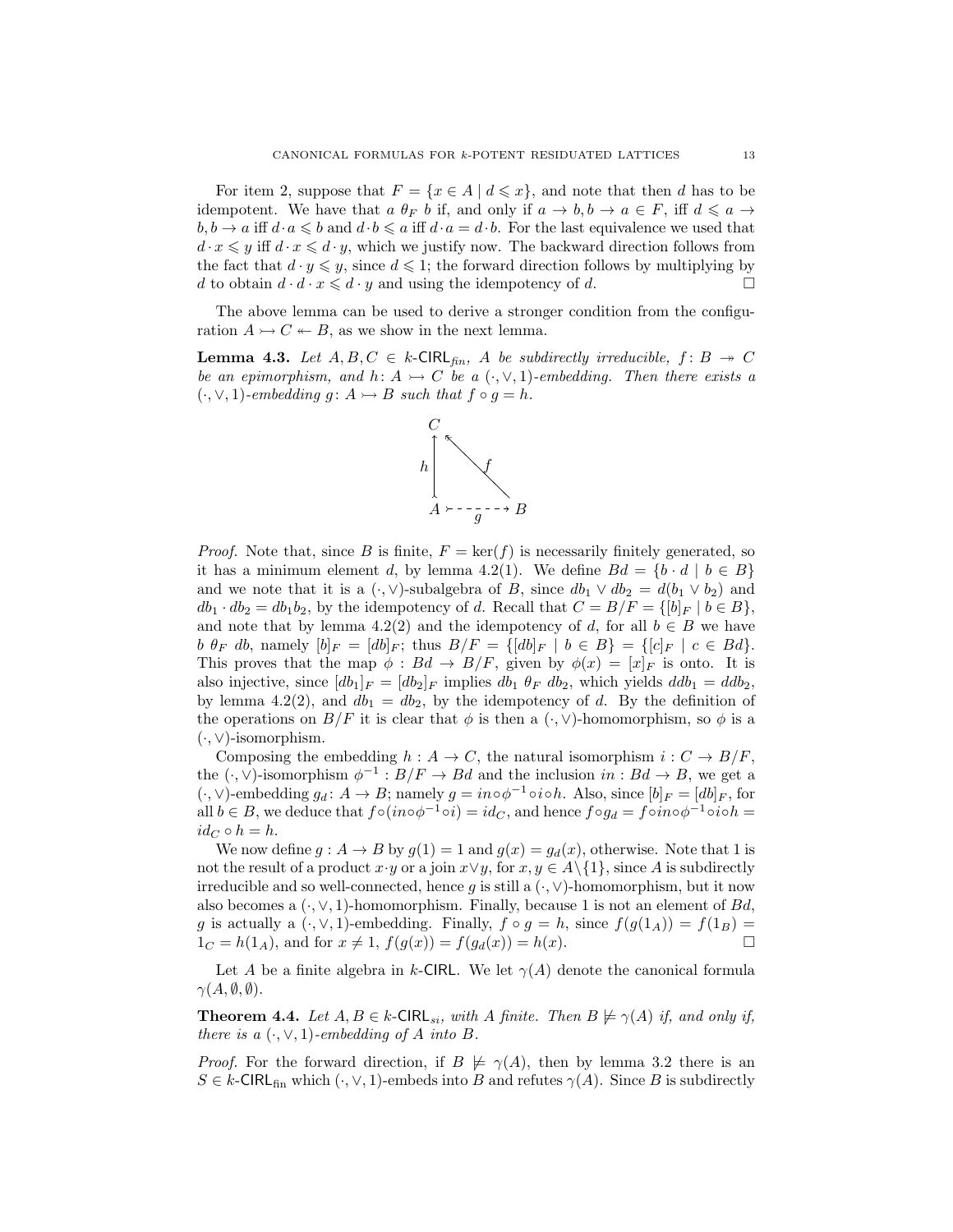For item 2, suppose that $F = \{x \in A \mid d \leqslant x\}$, and note that then $d$ has to be idempotent. We have that $a\ \theta_F\ b$ if, and only if $a \to b, b \to a \in F$, iff $d \leqslant a \to b, b \to a$ iff $d \cdot a \leqslant b$ and $d \cdot b \leqslant a$ iff $d \cdot a = d \cdot b$. For the last equivalence we used that $d \cdot x \leqslant y$ iff $d \cdot x \leqslant d \cdot y$, which we justify now. The backward direction follows from the fact that $d \cdot y \leqslant y$, since $d \leqslant 1$; the forward direction follows by multiplying by $d$ to obtain $d \cdot d \cdot x \leqslant d \cdot y$ and using the idempotency of $d$. $\square$

The above lemma can be used to derive a stronger condition from the configuration $A \rightarrowtail C \twoheadleftarrow B$, as we show in the next lemma.

**Lemma 4.3.** *Let $A, B, C \in k\text{-}\mathsf{CIRL}_{fin}$, $A$ be subdirectly irreducible, $f\colon B \twoheadrightarrow C$ be an epimorphism, and $h\colon A \rightarrowtail C$ be a $(\cdot, \vee, 1)$-embedding. Then there exists a $(\cdot, \vee, 1)$-embedding $g\colon A \rightarrowtail B$ such that $f \circ g = h$.*

$$\begin{array}{ccc} C & & \\ h \uparrow & \nwarrow f & \\ A & \overset{g}{\dashrightarrow} & B \end{array}$$

*Proof.* Note that, since $B$ is finite, $F = \ker(f)$ is necessarily finitely generated, so it has a minimum element $d$, by lemma 4.2(1). We define $Bd = \{b \cdot d \mid b \in B\}$ and we note that it is a $(\cdot, \vee)$-subalgebra of $B$, since $db_1 \vee db_2 = d(b_1 \vee b_2)$ and $db_1 \cdot db_2 = db_1b_2$, by the idempotency of $d$. Recall that $C = B/F = \{[b]_F \mid b \in B\}$, and note that by lemma 4.2(2) and the idempotency of $d$, for all $b \in B$ we have $b\ \theta_F\ db$, namely $[b]_F = [db]_F$; thus $B/F = \{[db]_F \mid b \in B\} = \{[c]_F \mid c \in Bd\}$. This proves that the map $\phi : Bd \to B/F$, given by $\phi(x) = [x]_F$ is onto. It is also injective, since $[db_1]_F = [db_2]_F$ implies $db_1\ \theta_F\ db_2$, which yields $ddb_1 = ddb_2$, by lemma 4.2(2), and $db_1 = db_2$, by the idempotency of $d$. By the definition of the operations on $B/F$ it is clear that $\phi$ is then a $(\cdot, \vee)$-homomorphism, so $\phi$ is a $(\cdot, \vee)$-isomorphism.

Composing the embedding $h : A \to C$, the natural isomorphism $i : C \to B/F$, the $(\cdot, \vee)$-isomorphism $\phi^{-1} : B/F \to Bd$ and the inclusion $in : Bd \to B$, we get a $(\cdot, \vee)$-embedding $g_d\colon A \to B$; namely $g = in \circ \phi^{-1} \circ i \circ h$. Also, since $[b]_F = [db]_F$, for all $b \in B$, we deduce that $f \circ (in \circ \phi^{-1} \circ i) = id_C$, and hence $f \circ g_d = f \circ in \circ \phi^{-1} \circ i \circ h = id_C \circ h = h$.

We now define $g : A \to B$ by $g(1) = 1$ and $g(x) = g_d(x)$, otherwise. Note that 1 is not the result of a product $x \cdot y$ or a join $x \vee y$, for $x, y \in A \setminus \{1\}$, since $A$ is subdirectly irreducible and so well-connected, hence $g$ is still a $(\cdot, \vee)$-homomorphism, but it now also becomes a $(\cdot, \vee, 1)$-homomorphism. Finally, because 1 is not an element of $Bd$, $g$ is actually a $(\cdot, \vee, 1)$-embedding. Finally, $f \circ g = h$, since $f(g(1_A)) = f(1_B) = 1_C = h(1_A)$, and for $x \neq 1$, $f(g(x)) = f(g_d(x)) = h(x)$. $\square$

Let $A$ be a finite algebra in $k$-$\mathsf{CIRL}$. We let $\gamma(A)$ denote the canonical formula $\gamma(A, \emptyset, \emptyset)$.

**Theorem 4.4.** *Let $A, B \in k\text{-}\mathsf{CIRL}_{si}$, with $A$ finite. Then $B \not\models \gamma(A)$ if, and only if, there is a $(\cdot, \vee, 1)$-embedding of $A$ into $B$.*

*Proof.* For the forward direction, if $B \not\models \gamma(A)$, then by lemma 3.2 there is an $S \in k\text{-}\mathsf{CIRL}_{\text{fin}}$ which $(\cdot, \vee, 1)$-embeds into $B$ and refutes $\gamma(A)$. Since $B$ is subdirectly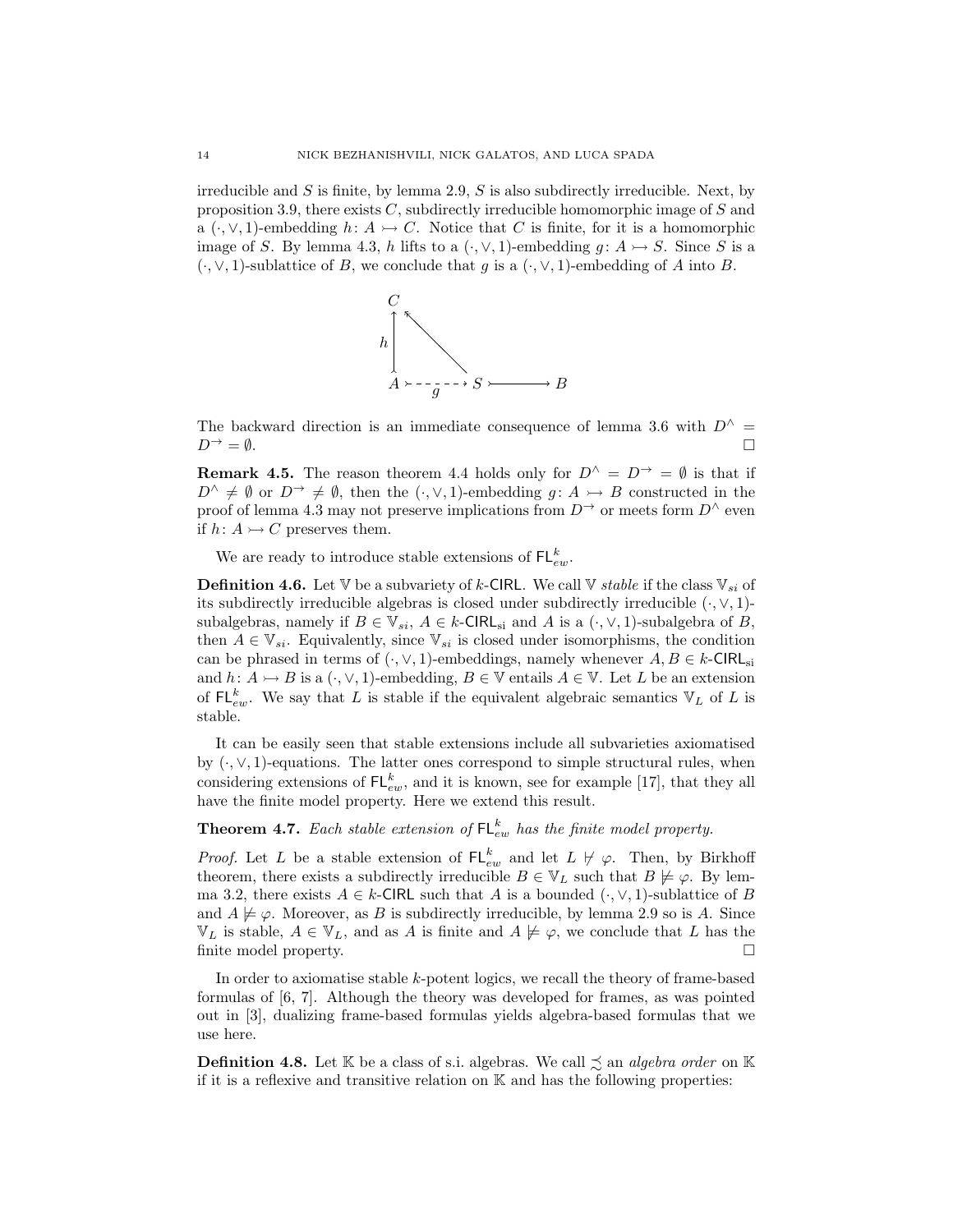irreducible and $S$ is finite, by lemma 2.9, $S$ is also subdirectly irreducible. Next, by proposition 3.9, there exists $C$, subdirectly irreducible homomorphic image of $S$ and a $(\cdot, \vee, 1)$-embedding $h \colon A \rightarrowtail C$. Notice that $C$ is finite, for it is a homomorphic image of $S$. By lemma 4.3, $h$ lifts to a $(\cdot, \vee, 1)$-embedding $g \colon A \rightarrowtail S$. Since $S$ is a $(\cdot, \vee, 1)$-sublattice of $B$, we conclude that $g$ is a $(\cdot, \vee, 1)$-embedding of $A$ into $B$.

$$
\begin{array}{ccccc}
C & & & & \\
\uparrow h & \nwarrow & & & \\
A & \overset{g}{\dashrightarrow} & S & \rightarrowtail & B
\end{array}
$$

The backward direction is an immediate consequence of lemma 3.6 with $D^{\wedge} = D^{\rightarrow} = \emptyset$. □

**Remark 4.5.** The reason theorem 4.4 holds only for $D^{\wedge} = D^{\rightarrow} = \emptyset$ is that if $D^{\wedge} \neq \emptyset$ or $D^{\rightarrow} \neq \emptyset$, then the $(\cdot, \vee, 1)$-embedding $g \colon A \rightarrowtail B$ constructed in the proof of lemma 4.3 may not preserve implications from $D^{\rightarrow}$ or meets form $D^{\wedge}$ even if $h \colon A \rightarrowtail C$ preserves them.

We are ready to introduce stable extensions of $\mathsf{FL}^k_{ew}$.

**Definition 4.6.** Let $\mathbb{V}$ be a subvariety of $k$-$\mathsf{CIRL}$. We call $\mathbb{V}$ *stable* if the class $\mathbb{V}_{si}$ of its subdirectly irreducible algebras is closed under subdirectly irreducible $(\cdot, \vee, 1)$-subalgebras, namely if $B \in \mathbb{V}_{si}$, $A \in k$-$\mathsf{CIRL}_{\mathrm{si}}$ and $A$ is a $(\cdot, \vee, 1)$-subalgebra of $B$, then $A \in \mathbb{V}_{si}$. Equivalently, since $\mathbb{V}_{si}$ is closed under isomorphisms, the condition can be phrased in terms of $(\cdot, \vee, 1)$-embeddings, namely whenever $A, B \in k$-$\mathsf{CIRL}_{\mathrm{si}}$ and $h \colon A \rightarrowtail B$ is a $(\cdot, \vee, 1)$-embedding, $B \in \mathbb{V}$ entails $A \in \mathbb{V}$. Let $L$ be an extension of $\mathsf{FL}^k_{ew}$. We say that $L$ is stable if the equivalent algebraic semantics $\mathbb{V}_L$ of $L$ is stable.

It can be easily seen that stable extensions include all subvarieties axiomatised by $(\cdot, \vee, 1)$-equations. The latter ones correspond to simple structural rules, when considering extensions of $\mathsf{FL}^k_{ew}$, and it is known, see for example [17], that they all have the finite model property. Here we extend this result.

**Theorem 4.7.** *Each stable extension of $\mathsf{FL}^k_{ew}$ has the finite model property.*

*Proof.* Let $L$ be a stable extension of $\mathsf{FL}^k_{ew}$ and let $L \nvdash \varphi$. Then, by Birkhoff theorem, there exists a subdirectly irreducible $B \in \mathbb{V}_L$ such that $B \not\models \varphi$. By lemma 3.2, there exists $A \in k$-$\mathsf{CIRL}$ such that $A$ is a bounded $(\cdot, \vee, 1)$-sublattice of $B$ and $A \not\models \varphi$. Moreover, as $B$ is subdirectly irreducible, by lemma 2.9 so is $A$. Since $\mathbb{V}_L$ is stable, $A \in \mathbb{V}_L$, and as $A$ is finite and $A \not\models \varphi$, we conclude that $L$ has the finite model property. □

In order to axiomatise stable $k$-potent logics, we recall the theory of frame-based formulas of [6, 7]. Although the theory was developed for frames, as was pointed out in [3], dualizing frame-based formulas yields algebra-based formulas that we use here.

**Definition 4.8.** Let $\mathbb{K}$ be a class of s.i. algebras. We call $\precsim$ an *algebra order* on $\mathbb{K}$ if it is a reflexive and transitive relation on $\mathbb{K}$ and has the following properties: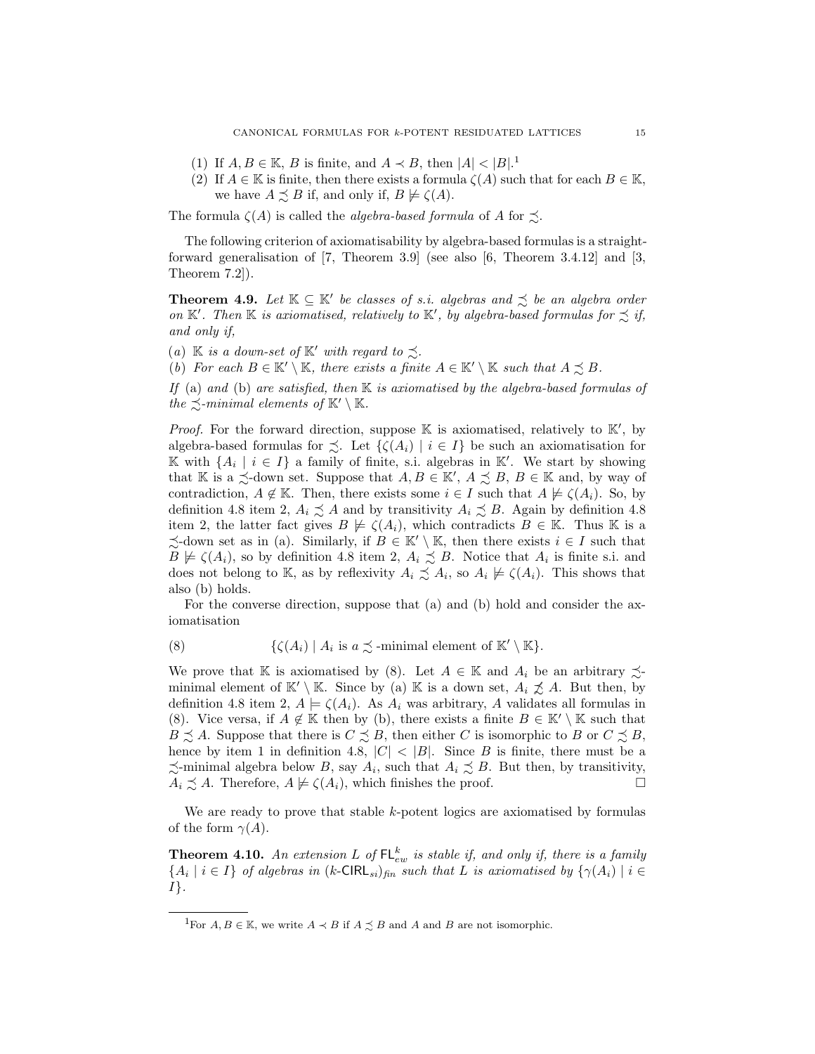(1) If $A, B \in \mathbb{K}$, $B$ is finite, and $A \prec B$, then $|A| < |B|$.[1]
(2) If $A \in \mathbb{K}$ is finite, then there exists a formula $\zeta(A)$ such that for each $B \in \mathbb{K}$, we have $A \precsim B$ if, and only if, $B \not\models \zeta(A)$.

The formula $\zeta(A)$ is called the *algebra-based formula* of $A$ for $\precsim$.

The following criterion of axiomatisability by algebra-based formulas is a straightforward generalisation of [7, Theorem 3.9] (see also [6, Theorem 3.4.12] and [3, Theorem 7.2]).

**Theorem 4.9.** *Let $\mathbb{K} \subseteq \mathbb{K}'$ be classes of s.i. algebras and $\precsim$ be an algebra order on $\mathbb{K}'$. Then $\mathbb{K}$ is axiomatised, relatively to $\mathbb{K}'$, by algebra-based formulas for $\precsim$ if, and only if,*

(*a*) *$\mathbb{K}$ is a down-set of $\mathbb{K}'$ with regard to $\precsim$.*
(*b*) *For each $B \in \mathbb{K}' \setminus \mathbb{K}$, there exists a finite $A \in \mathbb{K}' \setminus \mathbb{K}$ such that $A \precsim B$.*

*If* (a) *and* (b) *are satisfied, then $\mathbb{K}$ is axiomatised by the algebra-based formulas of the $\precsim$-minimal elements of $\mathbb{K}' \setminus \mathbb{K}$.*

*Proof.* For the forward direction, suppose $\mathbb{K}$ is axiomatised, relatively to $\mathbb{K}'$, by algebra-based formulas for $\precsim$. Let $\{\zeta(A_i) \mid i \in I\}$ be such an axiomatisation for $\mathbb{K}$ with $\{A_i \mid i \in I\}$ a family of finite, s.i. algebras in $\mathbb{K}'$. We start by showing that $\mathbb{K}$ is a $\precsim$-down set. Suppose that $A, B \in \mathbb{K}'$, $A \precsim B$, $B \in \mathbb{K}$ and, by way of contradiction, $A \notin \mathbb{K}$. Then, there exists some $i \in I$ such that $A \not\models \zeta(A_i)$. So, by definition 4.8 item 2, $A_i \precsim A$ and by transitivity $A_i \precsim B$. Again by definition 4.8 item 2, the latter fact gives $B \not\models \zeta(A_i)$, which contradicts $B \in \mathbb{K}$. Thus $\mathbb{K}$ is a $\precsim$-down set as in (a). Similarly, if $B \in \mathbb{K}' \setminus \mathbb{K}$, then there exists $i \in I$ such that $B \not\models \zeta(A_i)$, so by definition 4.8 item 2, $A_i \precsim B$. Notice that $A_i$ is finite s.i. and does not belong to $\mathbb{K}$, as by reflexivity $A_i \precsim A_i$, so $A_i \not\models \zeta(A_i)$. This shows that also (b) holds.

For the converse direction, suppose that (a) and (b) hold and consider the axiomatisation

$$\{\zeta(A_i) \mid A_i \text{ is a } \precsim\text{-minimal element of } \mathbb{K}' \setminus \mathbb{K}\}. \tag{8}$$

We prove that $\mathbb{K}$ is axiomatised by (8). Let $A \in \mathbb{K}$ and $A_i$ be an arbitrary $\precsim$-minimal element of $\mathbb{K}' \setminus \mathbb{K}$. Since by (a) $\mathbb{K}$ is a down set, $A_i \not\precsim A$. But then, by definition 4.8 item 2, $A \models \zeta(A_i)$. As $A_i$ was arbitrary, $A$ validates all formulas in (8). Vice versa, if $A \notin \mathbb{K}$ then by (b), there exists a finite $B \in \mathbb{K}' \setminus \mathbb{K}$ such that $B \precsim A$. Suppose that there is $C \precsim B$, then either $C$ is isomorphic to $B$ or $C \precsim B$, hence by item 1 in definition 4.8, $|C| < |B|$. Since $B$ is finite, there must be a $\precsim$-minimal algebra below $B$, say $A_i$, such that $A_i \precsim B$. But then, by transitivity, $A_i \precsim A$. Therefore, $A \not\models \zeta(A_i)$, which finishes the proof. $\square$

We are ready to prove that stable $k$-potent logics are axiomatised by formulas of the form $\gamma(A)$.

**Theorem 4.10.** *An extension $L$ of $\mathsf{FL}_{ew}^k$ is stable if, and only if, there is a family $\{A_i \mid i \in I\}$ of algebras in $(k\text{-}\mathsf{CIRL}_{si})_{fin}$ such that $L$ is axiomatised by $\{\gamma(A_i) \mid i \in I\}$.*

[1] For $A, B \in \mathbb{K}$, we write $A \prec B$ if $A \precsim B$ and $A$ and $B$ are not isomorphic.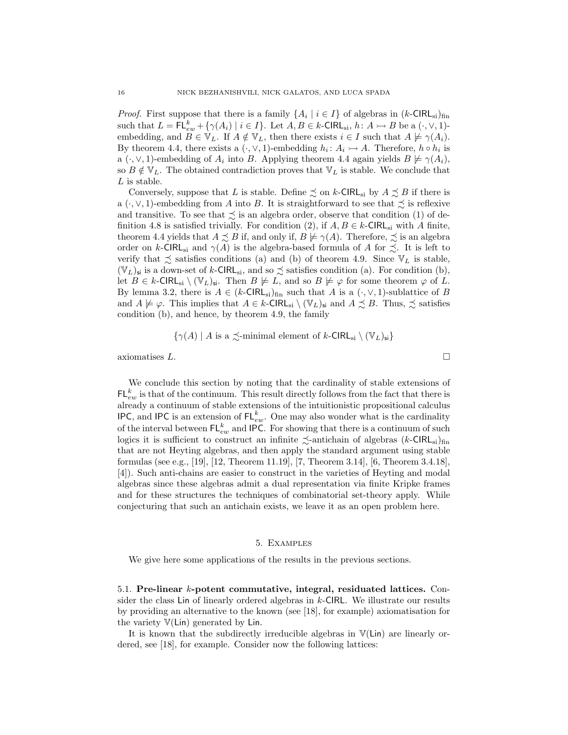*Proof.* First suppose that there is a family $\{A_i \mid i \in I\}$ of algebras in $(k\text{-}\mathsf{CIRL}_{\mathrm{si}})_{\mathrm{fin}}$ such that $L = \mathsf{FL}_{ew}^k + \{\gamma(A_i) \mid i \in I\}$. Let $A, B \in k\text{-}\mathsf{CIRL}_{\mathrm{si}}$, $h\colon A \rightarrowtail B$ be a $(\cdot, \vee, 1)$-embedding, and $B \in \mathbb{V}_L$. If $A \notin \mathbb{V}_L$, then there exists $i \in I$ such that $A \not\models \gamma(A_i)$. By theorem 4.4, there exists a $(\cdot, \vee, 1)$-embedding $h_i\colon A_i \rightarrowtail A$. Therefore, $h \circ h_i$ is a $(\cdot, \vee, 1)$-embedding of $A_i$ into $B$. Applying theorem 4.4 again yields $B \not\models \gamma(A_i)$, so $B \notin \mathbb{V}_L$. The obtained contradiction proves that $\mathbb{V}_L$ is stable. We conclude that $L$ is stable.

Conversely, suppose that $L$ is stable. Define $\precsim$ on $k\text{-}\mathsf{CIRL}_{\mathrm{si}}$ by $A \precsim B$ if there is a $(\cdot, \vee, 1)$-embedding from $A$ into $B$. It is straightforward to see that $\precsim$ is reflexive and transitive. To see that $\precsim$ is an algebra order, observe that condition (1) of definition 4.8 is satisfied trivially. For condition (2), if $A, B \in k\text{-}\mathsf{CIRL}_{\mathrm{si}}$ with $A$ finite, theorem 4.4 yields that $A \precsim B$ if, and only if, $B \not\models \gamma(A)$. Therefore, $\precsim$ is an algebra order on $k\text{-}\mathsf{CIRL}_{\mathrm{si}}$ and $\gamma(A)$ is the algebra-based formula of $A$ for $\precsim$. It is left to verify that $\precsim$ satisfies conditions (a) and (b) of theorem 4.9. Since $\mathbb{V}_L$ is stable, $(\mathbb{V}_L)_{\mathsf{si}}$ is a down-set of $k\text{-}\mathsf{CIRL}_{\mathrm{si}}$, and so $\precsim$ satisfies condition (a). For condition (b), let $B \in k\text{-}\mathsf{CIRL}_{\mathrm{si}} \setminus (\mathbb{V}_L)_{\mathsf{si}}$. Then $B \not\models L$, and so $B \not\models \varphi$ for some theorem $\varphi$ of $L$. By lemma 3.2, there is $A \in (k\text{-}\mathsf{CIRL}_{\mathrm{si}})_{\mathrm{fin}}$ such that $A$ is a $(\cdot, \vee, 1)$-sublattice of $B$ and $A \not\models \varphi$. This implies that $A \in k\text{-}\mathsf{CIRL}_{\mathrm{si}} \setminus (\mathbb{V}_L)_{\mathsf{si}}$ and $A \precsim B$. Thus, $\precsim$ satisfies condition (b), and hence, by theorem 4.9, the family

$$\{\gamma(A) \mid A \text{ is a } \precsim\text{-minimal element of } k\text{-}\mathsf{CIRL}_{\mathrm{si}} \setminus (\mathbb{V}_L)_{\mathsf{si}}\}$$

axiomatises $L$. □

We conclude this section by noting that the cardinality of stable extensions of $\mathsf{FL}_{ew}^k$ is that of the continuum. This result directly follows from the fact that there is already a continuum of stable extensions of the intuitionistic propositional calculus $\mathsf{IPC}$, and $\mathsf{IPC}$ is an extension of $\mathsf{FL}_{ew}^k$. One may also wonder what is the cardinality of the interval between $\mathsf{FL}_{ew}^k$ and $\mathsf{IPC}$. For showing that there is a continuum of such logics it is sufficient to construct an infinite $\precsim$-antichain of algebras $(k\text{-}\mathsf{CIRL}_{\mathrm{si}})_{\mathrm{fin}}$ that are not Heyting algebras, and then apply the standard argument using stable formulas (see e.g., [19], [12, Theorem 11.19], [7, Theorem 3.14], [6, Theorem 3.4.18], [4]). Such anti-chains are easier to construct in the varieties of Heyting and modal algebras since these algebras admit a dual representation via finite Kripke frames and for these structures the techniques of combinatorial set-theory apply. While conjecturing that such an antichain exists, we leave it as an open problem here.

## 5. Examples

We give here some applications of the results in the previous sections.

### 5.1. Pre-linear $k$-potent commutative, integral, residuated lattices.

Consider the class $\mathsf{Lin}$ of linearly ordered algebras in $k\text{-}\mathsf{CIRL}$. We illustrate our results by providing an alternative to the known (see [18], for example) axiomatisation for the variety $\mathbb{V}(\mathsf{Lin})$ generated by $\mathsf{Lin}$.

It is known that the subdirectly irreducible algebras in $\mathbb{V}(\mathsf{Lin})$ are linearly ordered, see [18], for example. Consider now the following lattices: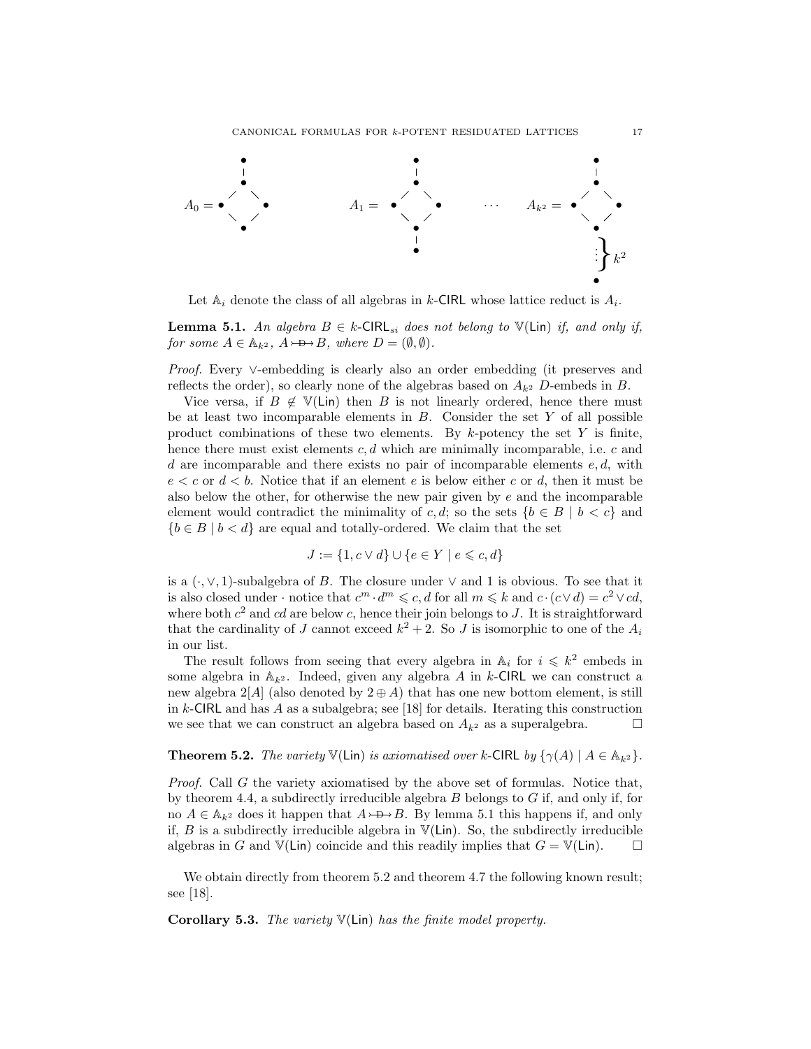$A_0 = $ $\quad A_1 = $ $\quad \cdots \quad A_{k^2} = $ $\Big\} k^2$

Let $\mathbb{A}_i$ denote the class of all algebras in $k$-$\mathsf{CIRL}$ whose lattice reduct is $A_i$.

**Lemma 5.1.** *An algebra $B \in k\text{-}\mathsf{CIRL}_{si}$ does not belong to $\mathbb{V}(\mathsf{Lin})$ if, and only if, for some $A \in \mathbb{A}_{k^2}$, $A \rightarrowtail\!\!\!\!\!\!\!{}^{D}\!\!\twoheadrightarrow B$, where $D = (\emptyset, \emptyset)$.*

*Proof.* Every $\vee$-embedding is clearly also an order embedding (it preserves and reflects the order), so clearly none of the algebras based on $A_{k^2}$ $D$-embeds in $B$.

Vice versa, if $B \notin \mathbb{V}(\mathsf{Lin})$ then $B$ is not linearly ordered, hence there must be at least two incomparable elements in $B$. Consider the set $Y$ of all possible product combinations of these two elements. By $k$-potency the set $Y$ is finite, hence there must exist elements $c, d$ which are minimally incomparable, i.e. $c$ and $d$ are incomparable and there exists no pair of incomparable elements $e, d$, with $e < c$ or $d < b$. Notice that if an element $e$ is below either $c$ or $d$, then it must be also below the other, for otherwise the new pair given by $e$ and the incomparable element would contradict the minimality of $c, d$; so the sets $\{b \in B \mid b < c\}$ and $\{b \in B \mid b < d\}$ are equal and totally-ordered. We claim that the set

$$J := \{1, c \vee d\} \cup \{e \in Y \mid e \leqslant c, d\}$$

is a $(\cdot, \vee, 1)$-subalgebra of $B$. The closure under $\vee$ and 1 is obvious. To see that it is also closed under $\cdot$ notice that $c^m \cdot d^m \leqslant c, d$ for all $m \leqslant k$ and $c \cdot (c \vee d) = c^2 \vee cd$, where both $c^2$ and $cd$ are below $c$, hence their join belongs to $J$. It is straightforward that the cardinality of $J$ cannot exceed $k^2 + 2$. So $J$ is isomorphic to one of the $A_i$ in our list.

The result follows from seeing that every algebra in $\mathbb{A}_i$ for $i \leqslant k^2$ embeds in some algebra in $\mathbb{A}_{k^2}$. Indeed, given any algebra $A$ in $k$-$\mathsf{CIRL}$ we can construct a new algebra $2[A]$ (also denoted by $2 \oplus A$) that has one new bottom element, is still in $k$-$\mathsf{CIRL}$ and has $A$ as a subalgebra; see [18] for details. Iterating this construction we see that we can construct an algebra based on $A_{k^2}$ as a superalgebra. $\square$

**Theorem 5.2.** *The variety $\mathbb{V}(\mathsf{Lin})$ is axiomatised over $k$-$\mathsf{CIRL}$ by $\{\gamma(A) \mid A \in \mathbb{A}_{k^2}\}$.*

*Proof.* Call $G$ the variety axiomatised by the above set of formulas. Notice that, by theorem 4.4, a subdirectly irreducible algebra $B$ belongs to $G$ if, and only if, for no $A \in \mathbb{A}_{k^2}$ does it happen that $A \rightarrowtail\!\!\!\!\!\!\!{}^{D}\!\!\twoheadrightarrow B$. By lemma 5.1 this happens if, and only if, $B$ is a subdirectly irreducible algebra in $\mathbb{V}(\mathsf{Lin})$. So, the subdirectly irreducible algebras in $G$ and $\mathbb{V}(\mathsf{Lin})$ coincide and this readily implies that $G = \mathbb{V}(\mathsf{Lin})$. $\square$

We obtain directly from theorem 5.2 and theorem 4.7 the following known result; see [18].

**Corollary 5.3.** *The variety $\mathbb{V}(\mathsf{Lin})$ has the finite model property.*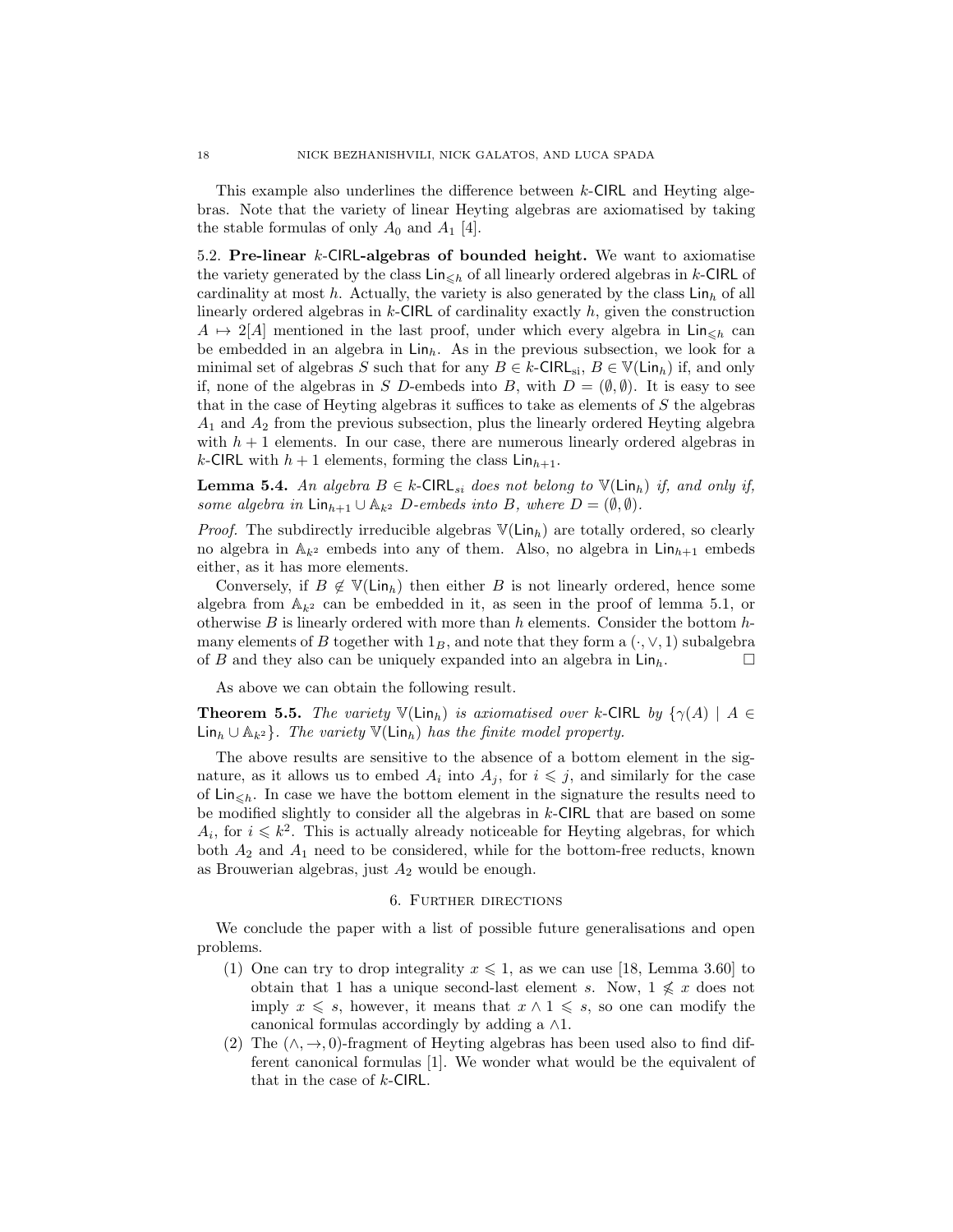This example also underlines the difference between $k$-CIRL and Heyting algebras. Note that the variety of linear Heyting algebras are axiomatised by taking the stable formulas of only $A_0$ and $A_1$ [4].

### 5.2. Pre-linear $k$-CIRL-algebras of bounded height.

We want to axiomatise the variety generated by the class $\mathsf{Lin}_{\leqslant h}$ of all linearly ordered algebras in $k$-CIRL of cardinality at most $h$. Actually, the variety is also generated by the class $\mathsf{Lin}_h$ of all linearly ordered algebras in $k$-CIRL of cardinality exactly $h$, given the construction $A \mapsto 2[A]$ mentioned in the last proof, under which every algebra in $\mathsf{Lin}_{\leqslant h}$ can be embedded in an algebra in $\mathsf{Lin}_h$. As in the previous subsection, we look for a minimal set of algebras $S$ such that for any $B \in k\text{-}\mathsf{CIRL}_{\mathrm{si}}$, $B \in \mathbb{V}(\mathsf{Lin}_h)$ if, and only if, none of the algebras in $S$ $D$-embeds into $B$, with $D = (\emptyset, \emptyset)$. It is easy to see that in the case of Heyting algebras it suffices to take as elements of $S$ the algebras $A_1$ and $A_2$ from the previous subsection, plus the linearly ordered Heyting algebra with $h + 1$ elements. In our case, there are numerous linearly ordered algebras in $k$-CIRL with $h + 1$ elements, forming the class $\mathsf{Lin}_{h+1}$.

**Lemma 5.4.** *An algebra $B \in k\text{-}\mathsf{CIRL}_{si}$ does not belong to $\mathbb{V}(\mathsf{Lin}_h)$ if, and only if, some algebra in $\mathsf{Lin}_{h+1} \cup \mathbb{A}_{k^2}$ $D$-embeds into $B$, where $D = (\emptyset, \emptyset)$.*

*Proof.* The subdirectly irreducible algebras $\mathbb{V}(\mathsf{Lin}_h)$ are totally ordered, so clearly no algebra in $\mathbb{A}_{k^2}$ embeds into any of them. Also, no algebra in $\mathsf{Lin}_{h+1}$ embeds either, as it has more elements.

Conversely, if $B \notin \mathbb{V}(\mathsf{Lin}_h)$ then either $B$ is not linearly ordered, hence some algebra from $\mathbb{A}_{k^2}$ can be embedded in it, as seen in the proof of lemma 5.1, or otherwise $B$ is linearly ordered with more than $h$ elements. Consider the bottom $h$-many elements of $B$ together with $1_B$, and note that they form a $(\cdot, \vee, 1)$ subalgebra of $B$ and they also can be uniquely expanded into an algebra in $\mathsf{Lin}_h$. □

As above we can obtain the following result.

**Theorem 5.5.** *The variety $\mathbb{V}(\mathsf{Lin}_h)$ is axiomatised over $k$-CIRL by $\{\gamma(A) \mid A \in \mathsf{Lin}_h \cup \mathbb{A}_{k^2}\}$. The variety $\mathbb{V}(\mathsf{Lin}_h)$ has the finite model property.*

The above results are sensitive to the absence of a bottom element in the signature, as it allows us to embed $A_i$ into $A_j$, for $i \leqslant j$, and similarly for the case of $\mathsf{Lin}_{\leqslant h}$. In case we have the bottom element in the signature the results need to be modified slightly to consider all the algebras in $k$-CIRL that are based on some $A_i$, for $i \leqslant k^2$. This is actually already noticeable for Heyting algebras, for which both $A_2$ and $A_1$ need to be considered, while for the bottom-free reducts, known as Brouwerian algebras, just $A_2$ would be enough.

## 6. Further directions

We conclude the paper with a list of possible future generalisations and open problems.

1. One can try to drop integrality $x \leqslant 1$, as we can use [18, Lemma 3.60] to obtain that 1 has a unique second-last element $s$. Now, $1 \not\leqslant x$ does not imply $x \leqslant s$, however, it means that $x \wedge 1 \leqslant s$, so one can modify the canonical formulas accordingly by adding a $\wedge 1$.
2. The $(\wedge, \to, 0)$-fragment of Heyting algebras has been used also to find different canonical formulas [1]. We wonder what would be the equivalent of that in the case of $k$-CIRL.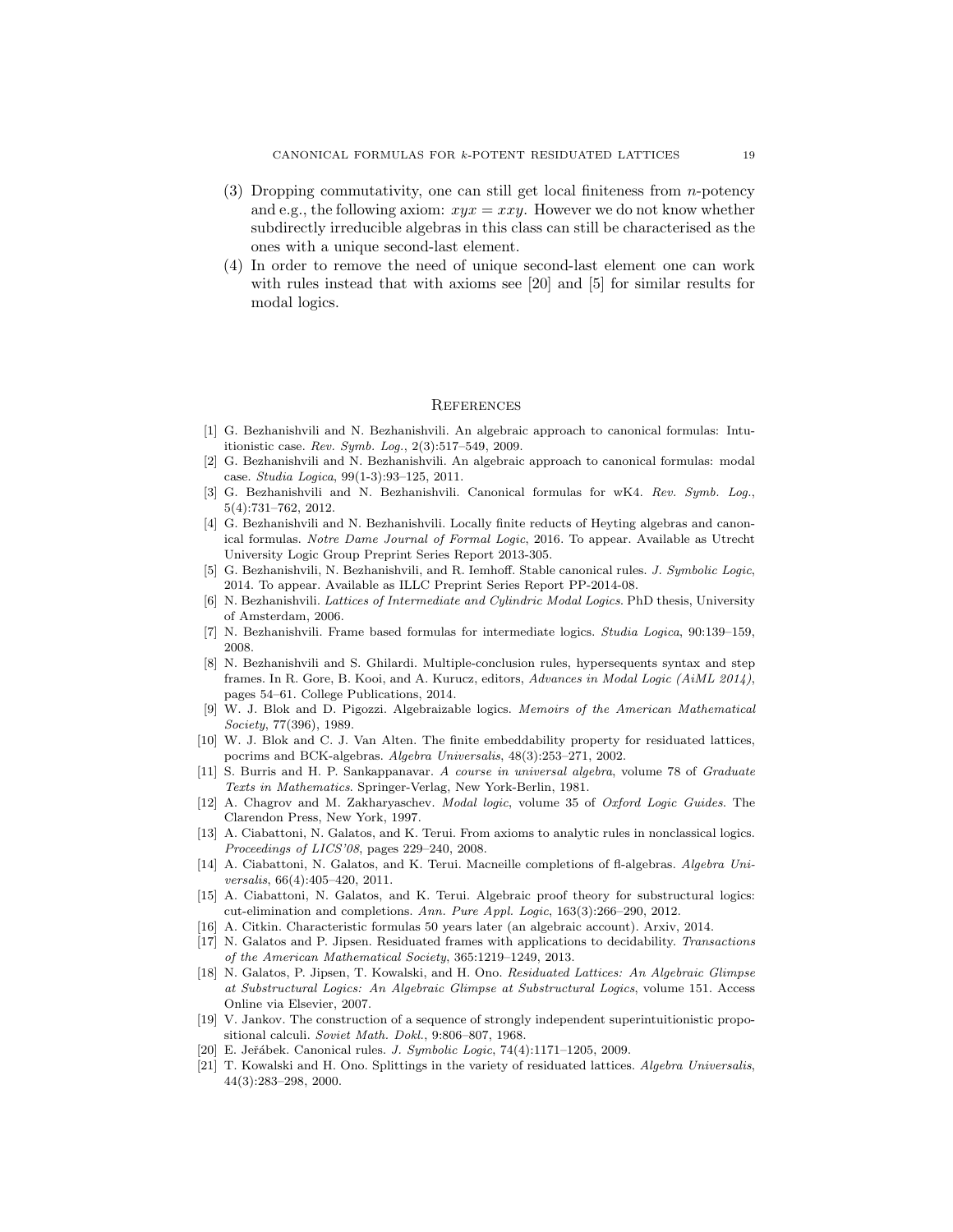(3) Dropping commutativity, one can still get local finiteness from $n$-potency and e.g., the following axiom: $xyx = xxy$. However we do not know whether subdirectly irreducible algebras in this class can still be characterised as the ones with a unique second-last element.

(4) In order to remove the need of unique second-last element one can work with rules instead that with axioms see [20] and [5] for similar results for modal logics.

## References

[1] G. Bezhanishvili and N. Bezhanishvili. An algebraic approach to canonical formulas: Intuitionistic case. *Rev. Symb. Log.*, 2(3):517–549, 2009.

[2] G. Bezhanishvili and N. Bezhanishvili. An algebraic approach to canonical formulas: modal case. *Studia Logica*, 99(1-3):93–125, 2011.

[3] G. Bezhanishvili and N. Bezhanishvili. Canonical formulas for wK4. *Rev. Symb. Log.*, 5(4):731–762, 2012.

[4] G. Bezhanishvili and N. Bezhanishvili. Locally finite reducts of Heyting algebras and canonical formulas. *Notre Dame Journal of Formal Logic*, 2016. To appear. Available as Utrecht University Logic Group Preprint Series Report 2013-305.

[5] G. Bezhanishvili, N. Bezhanishvili, and R. Iemhoff. Stable canonical rules. *J. Symbolic Logic*, 2014. To appear. Available as ILLC Preprint Series Report PP-2014-08.

[6] N. Bezhanishvili. *Lattices of Intermediate and Cylindric Modal Logics*. PhD thesis, University of Amsterdam, 2006.

[7] N. Bezhanishvili. Frame based formulas for intermediate logics. *Studia Logica*, 90:139–159, 2008.

[8] N. Bezhanishvili and S. Ghilardi. Multiple-conclusion rules, hypersequents syntax and step frames. In R. Gore, B. Kooi, and A. Kurucz, editors, *Advances in Modal Logic (AiML 2014)*, pages 54–61. College Publications, 2014.

[9] W. J. Blok and D. Pigozzi. Algebraizable logics. *Memoirs of the American Mathematical Society*, 77(396), 1989.

[10] W. J. Blok and C. J. Van Alten. The finite embeddability property for residuated lattices, pocrims and BCK-algebras. *Algebra Universalis*, 48(3):253–271, 2002.

[11] S. Burris and H. P. Sankappanavar. *A course in universal algebra*, volume 78 of *Graduate Texts in Mathematics*. Springer-Verlag, New York-Berlin, 1981.

[12] A. Chagrov and M. Zakharyaschev. *Modal logic*, volume 35 of *Oxford Logic Guides*. The Clarendon Press, New York, 1997.

[13] A. Ciabattoni, N. Galatos, and K. Terui. From axioms to analytic rules in nonclassical logics. *Proceedings of LICS'08*, pages 229–240, 2008.

[14] A. Ciabattoni, N. Galatos, and K. Terui. Macneille completions of fl-algebras. *Algebra Universalis*, 66(4):405–420, 2011.

[15] A. Ciabattoni, N. Galatos, and K. Terui. Algebraic proof theory for substructural logics: cut-elimination and completions. *Ann. Pure Appl. Logic*, 163(3):266–290, 2012.

[16] A. Citkin. Characteristic formulas 50 years later (an algebraic account). Arxiv, 2014.

[17] N. Galatos and P. Jipsen. Residuated frames with applications to decidability. *Transactions of the American Mathematical Society*, 365:1219–1249, 2013.

[18] N. Galatos, P. Jipsen, T. Kowalski, and H. Ono. *Residuated Lattices: An Algebraic Glimpse at Substructural Logics: An Algebraic Glimpse at Substructural Logics*, volume 151. Access Online via Elsevier, 2007.

[19] V. Jankov. The construction of a sequence of strongly independent superintuitionistic propositional calculi. *Soviet Math. Dokl.*, 9:806–807, 1968.

[20] E. Jeřábek. Canonical rules. *J. Symbolic Logic*, 74(4):1171–1205, 2009.

[21] T. Kowalski and H. Ono. Splittings in the variety of residuated lattices. *Algebra Universalis*, 44(3):283–298, 2000.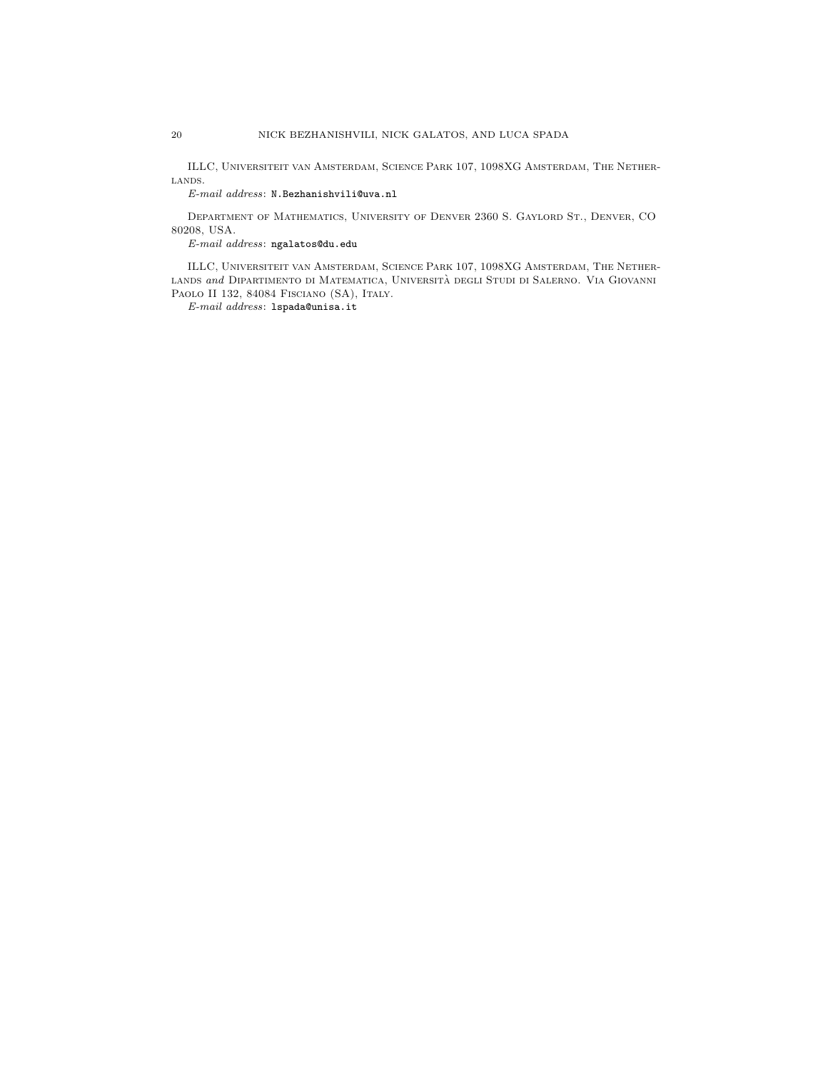ILLC, Universiteit van Amsterdam, Science Park 107, 1098XG Amsterdam, The Netherlands.

*E-mail address*: N.Bezhanishvili@uva.nl

Department of Mathematics, University of Denver 2360 S. Gaylord St., Denver, CO 80208, USA.

*E-mail address*: ngalatos@du.edu

ILLC, Universiteit van Amsterdam, Science Park 107, 1098XG Amsterdam, The Netherlands *and* Dipartimento di Matematica, Università degli Studi di Salerno. Via Giovanni Paolo II 132, 84084 Fisciano (SA), Italy.

*E-mail address*: lspada@unisa.it